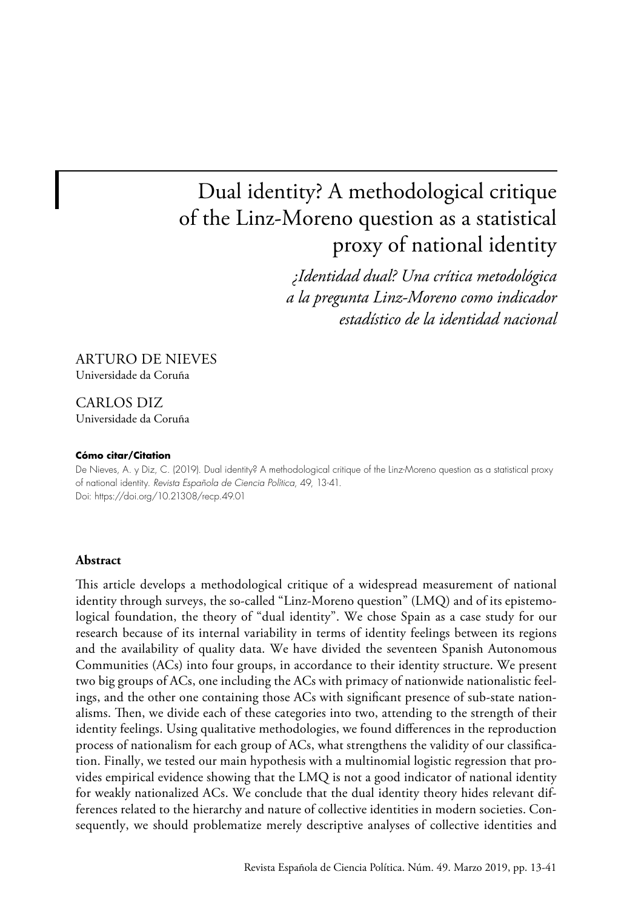# Dual identity? A methodological critique of the Linz-Moreno question as a statistical proxy of national identity

*¿Identidad dual? Una crítica metodológica a la pregunta Linz-Moreno como indicador estadístico de la identidad nacional*

ARTURO DE NIEVES
Universidade da Coruña

CARLOS DIZ
Universidade da Coruña

**Cómo citar/Citation**

De Nieves, A. y Diz, C. (2019). Dual identity? A methodological critique of the Linz-Moreno question as a statistical proxy of national identity. *Revista Española de Ciencia Política*, 49, 13-41.
Doi: https://doi.org/10.21308/recp.49.01

## Abstract

This article develops a methodological critique of a widespread measurement of national identity through surveys, the so-called "Linz-Moreno question" (LMQ) and of its epistemological foundation, the theory of "dual identity". We chose Spain as a case study for our research because of its internal variability in terms of identity feelings between its regions and the availability of quality data. We have divided the seventeen Spanish Autonomous Communities (ACs) into four groups, in accordance to their identity structure. We present two big groups of ACs, one including the ACs with primacy of nationwide nationalistic feelings, and the other one containing those ACs with significant presence of sub-state nationalisms. Then, we divide each of these categories into two, attending to the strength of their identity feelings. Using qualitative methodologies, we found differences in the reproduction process of nationalism for each group of ACs, what strengthens the validity of our classification. Finally, we tested our main hypothesis with a multinomial logistic regression that provides empirical evidence showing that the LMQ is not a good indicator of national identity for weakly nationalized ACs. We conclude that the dual identity theory hides relevant differences related to the hierarchy and nature of collective identities in modern societies. Consequently, we should problematize merely descriptive analyses of collective identities and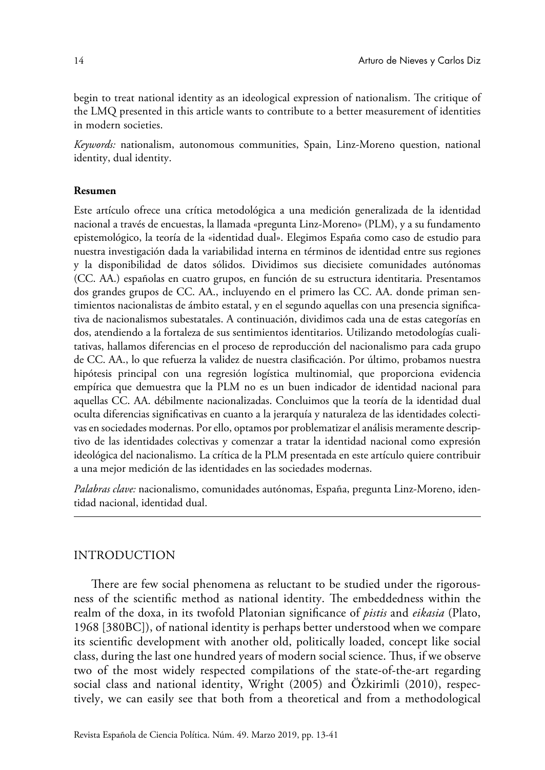begin to treat national identity as an ideological expression of nationalism. The critique of the LMQ presented in this article wants to contribute to a better measurement of identities in modern societies.

*Keywords:* nationalism, autonomous communities, Spain, Linz-Moreno question, national identity, dual identity.

**Resumen**

Este artículo ofrece una crítica metodológica a una medición generalizada de la identidad nacional a través de encuestas, la llamada «pregunta Linz-Moreno» (PLM), y a su fundamento epistemológico, la teoría de la «identidad dual». Elegimos España como caso de estudio para nuestra investigación dada la variabilidad interna en términos de identidad entre sus regiones y la disponibilidad de datos sólidos. Dividimos sus diecisiete comunidades autónomas (CC. AA.) españolas en cuatro grupos, en función de su estructura identitaria. Presentamos dos grandes grupos de CC. AA., incluyendo en el primero las CC. AA. donde priman sentimientos nacionalistas de ámbito estatal, y en el segundo aquellas con una presencia significativa de nacionalismos subestatales. A continuación, dividimos cada una de estas categorías en dos, atendiendo a la fortaleza de sus sentimientos identitarios. Utilizando metodologías cualitativas, hallamos diferencias en el proceso de reproducción del nacionalismo para cada grupo de CC. AA., lo que refuerza la validez de nuestra clasificación. Por último, probamos nuestra hipótesis principal con una regresión logística multinomial, que proporciona evidencia empírica que demuestra que la PLM no es un buen indicador de identidad nacional para aquellas CC. AA. débilmente nacionalizadas. Concluimos que la teoría de la identidad dual oculta diferencias significativas en cuanto a la jerarquía y naturaleza de las identidades colectivas en sociedades modernas. Por ello, optamos por problematizar el análisis meramente descriptivo de las identidades colectivas y comenzar a tratar la identidad nacional como expresión ideológica del nacionalismo. La crítica de la PLM presentada en este artículo quiere contribuir a una mejor medición de las identidades en las sociedades modernas.

*Palabras clave:* nacionalismo, comunidades autónomas, España, pregunta Linz-Moreno, identidad nacional, identidad dual.

---

## INTRODUCTION

There are few social phenomena as reluctant to be studied under the rigorousness of the scientific method as national identity. The embeddedness within the realm of the doxa, in its twofold Platonian significance of *pistis* and *eikasia* (Plato, 1968 [380BC]), of national identity is perhaps better understood when we compare its scientific development with another old, politically loaded, concept like social class, during the last one hundred years of modern social science. Thus, if we observe two of the most widely respected compilations of the state-of-the-art regarding social class and national identity, Wright (2005) and Özkirimli (2010), respectively, we can easily see that both from a theoretical and from a methodological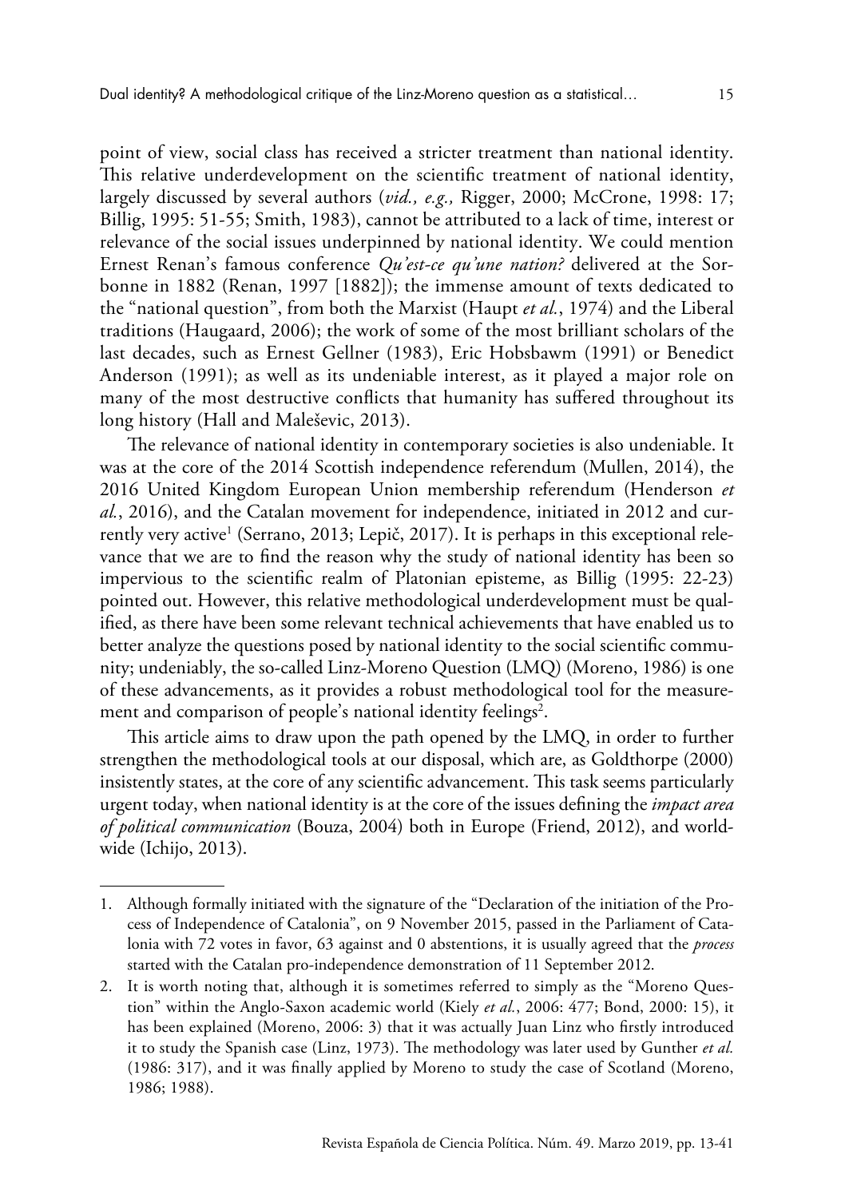point of view, social class has received a stricter treatment than national identity. This relative underdevelopment on the scientific treatment of national identity, largely discussed by several authors (*vid., e.g.,* Rigger, 2000; McCrone, 1998: 17; Billig, 1995: 51-55; Smith, 1983), cannot be attributed to a lack of time, interest or relevance of the social issues underpinned by national identity. We could mention Ernest Renan's famous conference *Qu'est-ce qu'une nation?* delivered at the Sorbonne in 1882 (Renan, 1997 [1882]); the immense amount of texts dedicated to the "national question", from both the Marxist (Haupt *et al.*, 1974) and the Liberal traditions (Haugaard, 2006); the work of some of the most brilliant scholars of the last decades, such as Ernest Gellner (1983), Eric Hobsbawm (1991) or Benedict Anderson (1991); as well as its undeniable interest, as it played a major role on many of the most destructive conflicts that humanity has suffered throughout its long history (Hall and Maleševic, 2013).

The relevance of national identity in contemporary societies is also undeniable. It was at the core of the 2014 Scottish independence referendum (Mullen, 2014), the 2016 United Kingdom European Union membership referendum (Henderson *et al.*, 2016), and the Catalan movement for independence, initiated in 2012 and currently very active[1] (Serrano, 2013; Lepič, 2017). It is perhaps in this exceptional relevance that we are to find the reason why the study of national identity has been so impervious to the scientific realm of Platonian episteme, as Billig (1995: 22-23) pointed out. However, this relative methodological underdevelopment must be qualified, as there have been some relevant technical achievements that have enabled us to better analyze the questions posed by national identity to the social scientific community; undeniably, the so-called Linz-Moreno Question (LMQ) (Moreno, 1986) is one of these advancements, as it provides a robust methodological tool for the measurement and comparison of people's national identity feelings[2].

This article aims to draw upon the path opened by the LMQ, in order to further strengthen the methodological tools at our disposal, which are, as Goldthorpe (2000) insistently states, at the core of any scientific advancement. This task seems particularly urgent today, when national identity is at the core of the issues defining the *impact area of political communication* (Bouza, 2004) both in Europe (Friend, 2012), and worldwide (Ichijo, 2013).

---

1. Although formally initiated with the signature of the "Declaration of the initiation of the Process of Independence of Catalonia", on 9 November 2015, passed in the Parliament of Catalonia with 72 votes in favor, 63 against and 0 abstentions, it is usually agreed that the *process* started with the Catalan pro-independence demonstration of 11 September 2012.
2. It is worth noting that, although it is sometimes referred to simply as the "Moreno Question" within the Anglo-Saxon academic world (Kiely *et al.*, 2006: 477; Bond, 2000: 15), it has been explained (Moreno, 2006: 3) that it was actually Juan Linz who firstly introduced it to study the Spanish case (Linz, 1973). The methodology was later used by Gunther *et al.* (1986: 317), and it was finally applied by Moreno to study the case of Scotland (Moreno, 1986; 1988).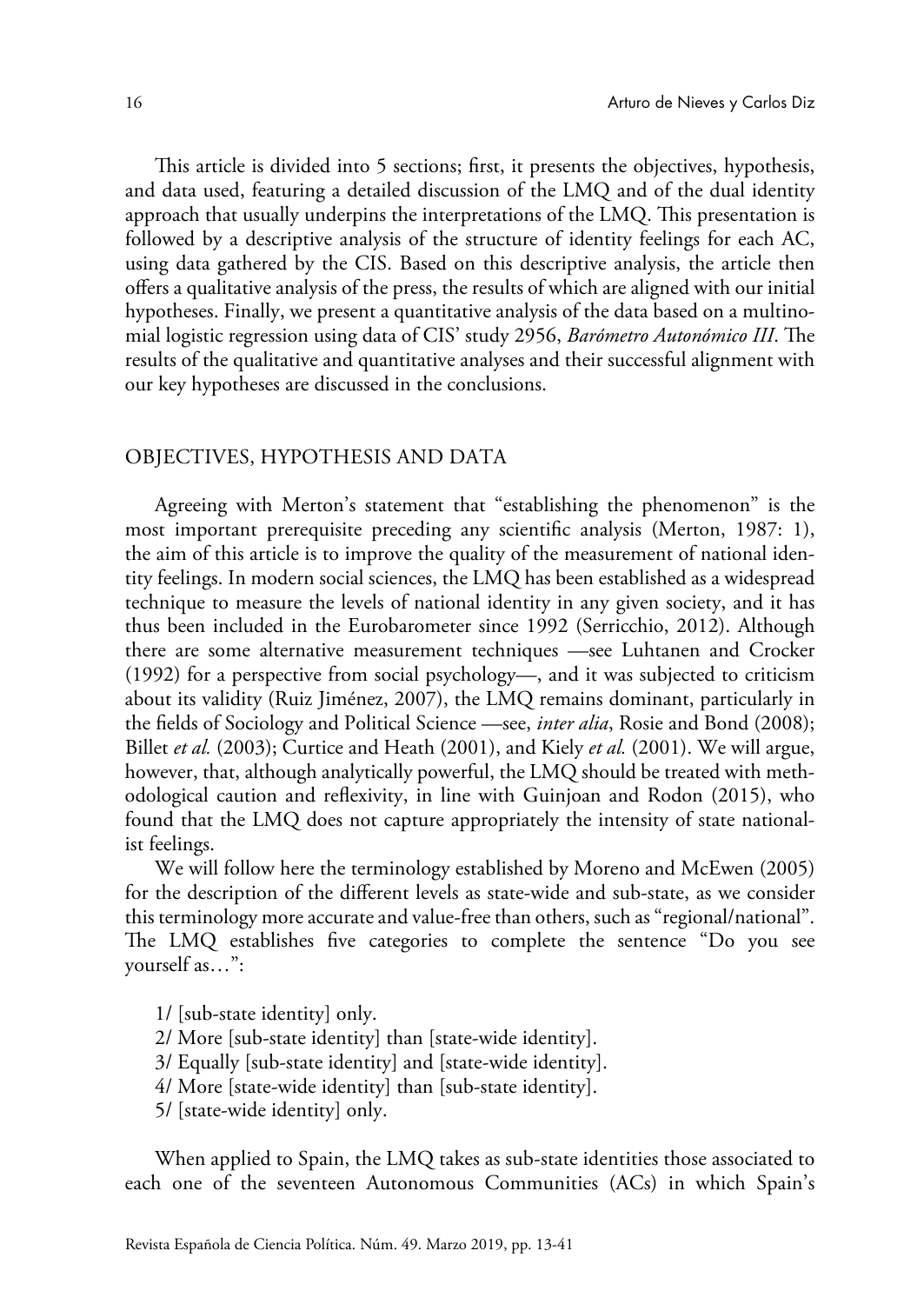This article is divided into 5 sections; first, it presents the objectives, hypothesis, and data used, featuring a detailed discussion of the LMQ and of the dual identity approach that usually underpins the interpretations of the LMQ. This presentation is followed by a descriptive analysis of the structure of identity feelings for each AC, using data gathered by the CIS. Based on this descriptive analysis, the article then offers a qualitative analysis of the press, the results of which are aligned with our initial hypotheses. Finally, we present a quantitative analysis of the data based on a multinomial logistic regression using data of CIS' study 2956, *Barómetro Autonómico III*. The results of the qualitative and quantitative analyses and their successful alignment with our key hypotheses are discussed in the conclusions.

## OBJECTIVES, HYPOTHESIS AND DATA

Agreeing with Merton's statement that "establishing the phenomenon" is the most important prerequisite preceding any scientific analysis (Merton, 1987: 1), the aim of this article is to improve the quality of the measurement of national identity feelings. In modern social sciences, the LMQ has been established as a widespread technique to measure the levels of national identity in any given society, and it has thus been included in the Eurobarometer since 1992 (Serricchio, 2012). Although there are some alternative measurement techniques —see Luhtanen and Crocker (1992) for a perspective from social psychology—, and it was subjected to criticism about its validity (Ruiz Jiménez, 2007), the LMQ remains dominant, particularly in the fields of Sociology and Political Science —see, *inter alia*, Rosie and Bond (2008); Billet *et al.* (2003); Curtice and Heath (2001), and Kiely *et al.* (2001). We will argue, however, that, although analytically powerful, the LMQ should be treated with methodological caution and reflexivity, in line with Guinjoan and Rodon (2015), who found that the LMQ does not capture appropriately the intensity of state nationalist feelings.

We will follow here the terminology established by Moreno and McEwen (2005) for the description of the different levels as state-wide and sub-state, as we consider this terminology more accurate and value-free than others, such as "regional/national". The LMQ establishes five categories to complete the sentence "Do you see yourself as…":

1/ [sub-state identity] only.
2/ More [sub-state identity] than [state-wide identity].
3/ Equally [sub-state identity] and [state-wide identity].
4/ More [state-wide identity] than [sub-state identity].
5/ [state-wide identity] only.

When applied to Spain, the LMQ takes as sub-state identities those associated to each one of the seventeen Autonomous Communities (ACs) in which Spain's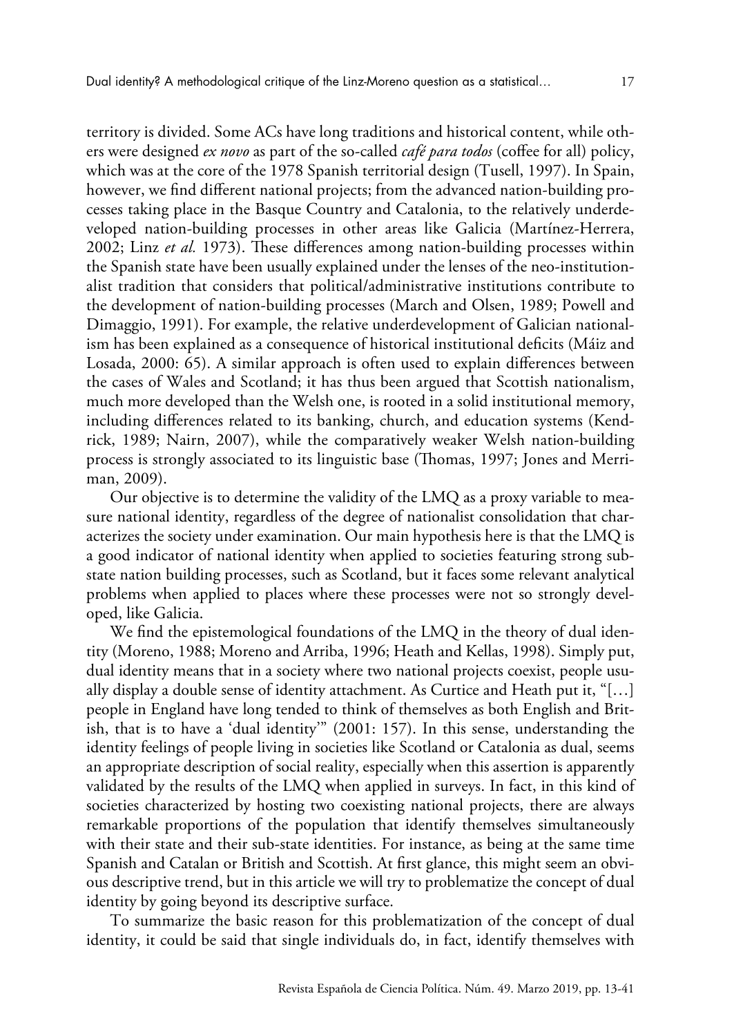territory is divided. Some ACs have long traditions and historical content, while others were designed *ex novo* as part of the so-called *café para todos* (coffee for all) policy, which was at the core of the 1978 Spanish territorial design (Tusell, 1997). In Spain, however, we find different national projects; from the advanced nation-building processes taking place in the Basque Country and Catalonia, to the relatively underdeveloped nation-building processes in other areas like Galicia (Martínez-Herrera, 2002; Linz *et al.* 1973). These differences among nation-building processes within the Spanish state have been usually explained under the lenses of the neo-institutionalist tradition that considers that political/administrative institutions contribute to the development of nation-building processes (March and Olsen, 1989; Powell and Dimaggio, 1991). For example, the relative underdevelopment of Galician nationalism has been explained as a consequence of historical institutional deficits (Máiz and Losada, 2000: 65). A similar approach is often used to explain differences between the cases of Wales and Scotland; it has thus been argued that Scottish nationalism, much more developed than the Welsh one, is rooted in a solid institutional memory, including differences related to its banking, church, and education systems (Kendrick, 1989; Nairn, 2007), while the comparatively weaker Welsh nation-building process is strongly associated to its linguistic base (Thomas, 1997; Jones and Merriman, 2009).

Our objective is to determine the validity of the LMQ as a proxy variable to measure national identity, regardless of the degree of nationalist consolidation that characterizes the society under examination. Our main hypothesis here is that the LMQ is a good indicator of national identity when applied to societies featuring strong sub-state nation building processes, such as Scotland, but it faces some relevant analytical problems when applied to places where these processes were not so strongly developed, like Galicia.

We find the epistemological foundations of the LMQ in the theory of dual identity (Moreno, 1988; Moreno and Arriba, 1996; Heath and Kellas, 1998). Simply put, dual identity means that in a society where two national projects coexist, people usually display a double sense of identity attachment. As Curtice and Heath put it, "[…] people in England have long tended to think of themselves as both English and British, that is to have a 'dual identity'" (2001: 157). In this sense, understanding the identity feelings of people living in societies like Scotland or Catalonia as dual, seems an appropriate description of social reality, especially when this assertion is apparently validated by the results of the LMQ when applied in surveys. In fact, in this kind of societies characterized by hosting two coexisting national projects, there are always remarkable proportions of the population that identify themselves simultaneously with their state and their sub-state identities. For instance, as being at the same time Spanish and Catalan or British and Scottish. At first glance, this might seem an obvious descriptive trend, but in this article we will try to problematize the concept of dual identity by going beyond its descriptive surface.

To summarize the basic reason for this problematization of the concept of dual identity, it could be said that single individuals do, in fact, identify themselves with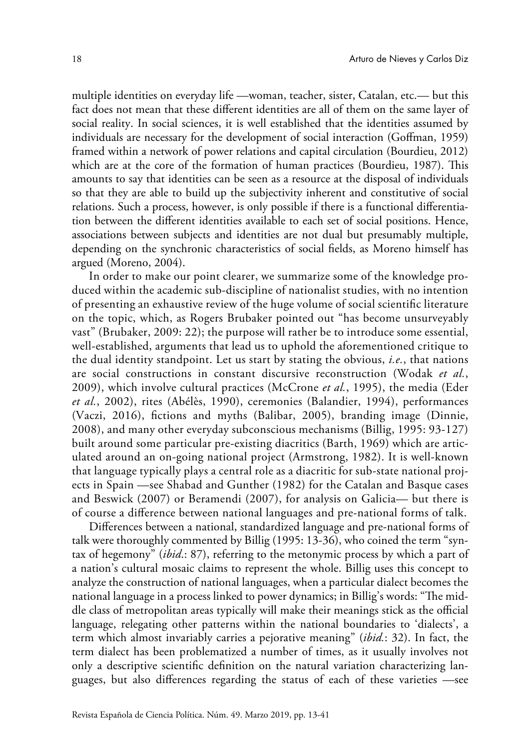multiple identities on everyday life —woman, teacher, sister, Catalan, etc.— but this fact does not mean that these different identities are all of them on the same layer of social reality. In social sciences, it is well established that the identities assumed by individuals are necessary for the development of social interaction (Goffman, 1959) framed within a network of power relations and capital circulation (Bourdieu, 2012) which are at the core of the formation of human practices (Bourdieu, 1987). This amounts to say that identities can be seen as a resource at the disposal of individuals so that they are able to build up the subjectivity inherent and constitutive of social relations. Such a process, however, is only possible if there is a functional differentiation between the different identities available to each set of social positions. Hence, associations between subjects and identities are not dual but presumably multiple, depending on the synchronic characteristics of social fields, as Moreno himself has argued (Moreno, 2004).

In order to make our point clearer, we summarize some of the knowledge produced within the academic sub-discipline of nationalist studies, with no intention of presenting an exhaustive review of the huge volume of social scientific literature on the topic, which, as Rogers Brubaker pointed out "has become unsurveyably vast" (Brubaker, 2009: 22); the purpose will rather be to introduce some essential, well-established, arguments that lead us to uphold the aforementioned critique to the dual identity standpoint. Let us start by stating the obvious, *i.e.*, that nations are social constructions in constant discursive reconstruction (Wodak *et al.*, 2009), which involve cultural practices (McCrone *et al.*, 1995), the media (Eder *et al.*, 2002), rites (Abélès, 1990), ceremonies (Balandier, 1994), performances (Vaczi, 2016), fictions and myths (Balibar, 2005), branding image (Dinnie, 2008), and many other everyday subconscious mechanisms (Billig, 1995: 93-127) built around some particular pre-existing diacritics (Barth, 1969) which are articulated around an on-going national project (Armstrong, 1982). It is well-known that language typically plays a central role as a diacritic for sub-state national projects in Spain —see Shabad and Gunther (1982) for the Catalan and Basque cases and Beswick (2007) or Beramendi (2007), for analysis on Galicia— but there is of course a difference between national languages and pre-national forms of talk.

Differences between a national, standardized language and pre-national forms of talk were thoroughly commented by Billig (1995: 13-36), who coined the term "syntax of hegemony" (*ibid*.: 87), referring to the metonymic process by which a part of a nation's cultural mosaic claims to represent the whole. Billig uses this concept to analyze the construction of national languages, when a particular dialect becomes the national language in a process linked to power dynamics; in Billig's words: "The middle class of metropolitan areas typically will make their meanings stick as the official language, relegating other patterns within the national boundaries to 'dialects', a term which almost invariably carries a pejorative meaning" (*ibid.*: 32). In fact, the term dialect has been problematized a number of times, as it usually involves not only a descriptive scientific definition on the natural variation characterizing languages, but also differences regarding the status of each of these varieties —see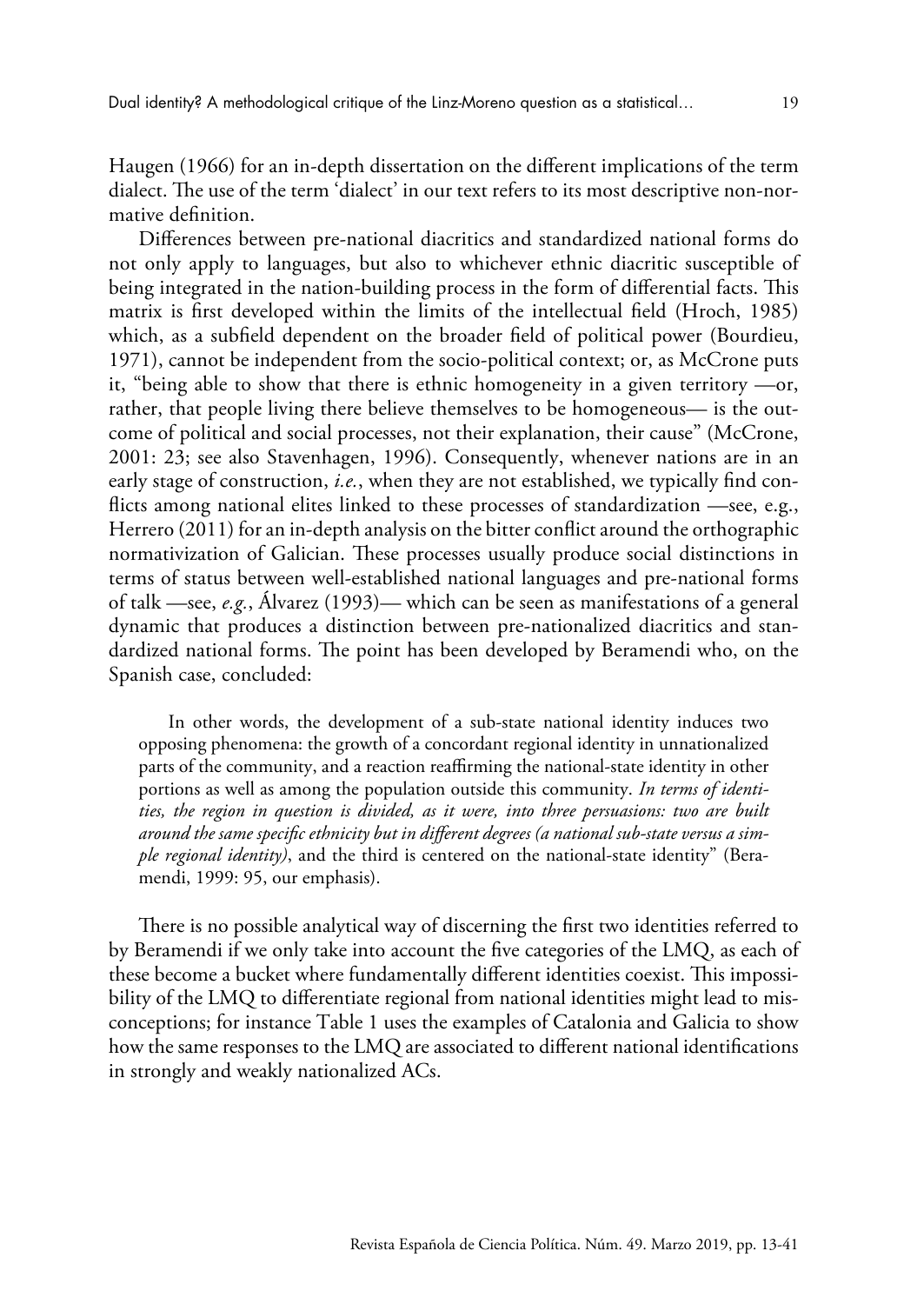Haugen (1966) for an in-depth dissertation on the different implications of the term dialect. The use of the term 'dialect' in our text refers to its most descriptive non-normative definition.

Differences between pre-national diacritics and standardized national forms do not only apply to languages, but also to whichever ethnic diacritic susceptible of being integrated in the nation-building process in the form of differential facts. This matrix is first developed within the limits of the intellectual field (Hroch, 1985) which, as a subfield dependent on the broader field of political power (Bourdieu, 1971), cannot be independent from the socio-political context; or, as McCrone puts it, "being able to show that there is ethnic homogeneity in a given territory —or, rather, that people living there believe themselves to be homogeneous— is the outcome of political and social processes, not their explanation, their cause" (McCrone, 2001: 23; see also Stavenhagen, 1996). Consequently, whenever nations are in an early stage of construction, *i.e.*, when they are not established, we typically find conflicts among national elites linked to these processes of standardization —see, e.g., Herrero (2011) for an in-depth analysis on the bitter conflict around the orthographic normativization of Galician. These processes usually produce social distinctions in terms of status between well-established national languages and pre-national forms of talk —see, *e.g.*, Álvarez (1993)— which can be seen as manifestations of a general dynamic that produces a distinction between pre-nationalized diacritics and standardized national forms. The point has been developed by Beramendi who, on the Spanish case, concluded:

> In other words, the development of a sub-state national identity induces two opposing phenomena: the growth of a concordant regional identity in unnationalized parts of the community, and a reaction reaffirming the national-state identity in other portions as well as among the population outside this community. *In terms of identities, the region in question is divided, as it were, into three persuasions: two are built around the same specific ethnicity but in different degrees (a national sub-state versus a simple regional identity)*, and the third is centered on the national-state identity" (Beramendi, 1999: 95, our emphasis).

There is no possible analytical way of discerning the first two identities referred to by Beramendi if we only take into account the five categories of the LMQ, as each of these become a bucket where fundamentally different identities coexist. This impossibility of the LMQ to differentiate regional from national identities might lead to misconceptions; for instance Table 1 uses the examples of Catalonia and Galicia to show how the same responses to the LMQ are associated to different national identifications in strongly and weakly nationalized ACs.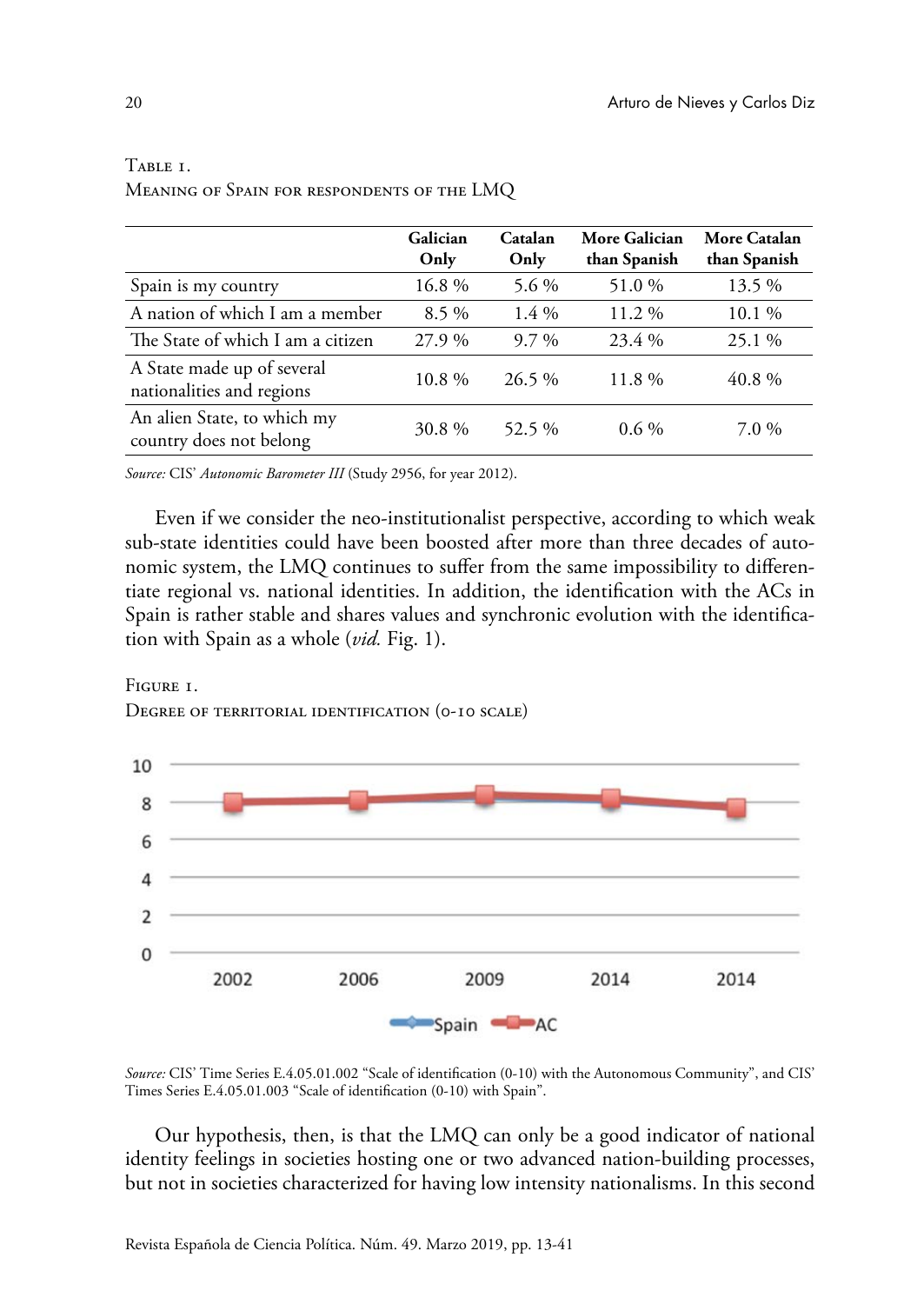Table 1.
Meaning of Spain for respondents of the LMQ

| | Galician Only | Catalan Only | More Galician than Spanish | More Catalan than Spanish |
|---|---|---|---|---|
| Spain is my country | 16.8 % | 5.6 % | 51.0 % | 13.5 % |
| A nation of which I am a member | 8.5 % | 1.4 % | 11.2 % | 10.1 % |
| The State of which I am a citizen | 27.9 % | 9.7 % | 23.4 % | 25.1 % |
| A State made up of several nationalities and regions | 10.8 % | 26.5 % | 11.8 % | 40.8 % |
| An alien State, to which my country does not belong | 30.8 % | 52.5 % | 0.6 % | 7.0 % |

*Source:* CIS' *Autonomic Barometer III* (Study 2956, for year 2012).

Even if we consider the neo-institutionalist perspective, according to which weak sub-state identities could have been boosted after more than three decades of autonomic system, the LMQ continues to suffer from the same impossibility to differentiate regional vs. national identities. In addition, the identification with the ACs in Spain is rather stable and shares values and synchronic evolution with the identification with Spain as a whole (*vid.* Fig. 1).

Figure 1.
Degree of territorial identification (0-10 scale)

*Source:* CIS' Time Series E.4.05.01.002 "Scale of identification (0-10) with the Autonomous Community", and CIS' Times Series E.4.05.01.003 "Scale of identification (0-10) with Spain".

Our hypothesis, then, is that the LMQ can only be a good indicator of national identity feelings in societies hosting one or two advanced nation-building processes, but not in societies characterized for having low intensity nationalisms. In this second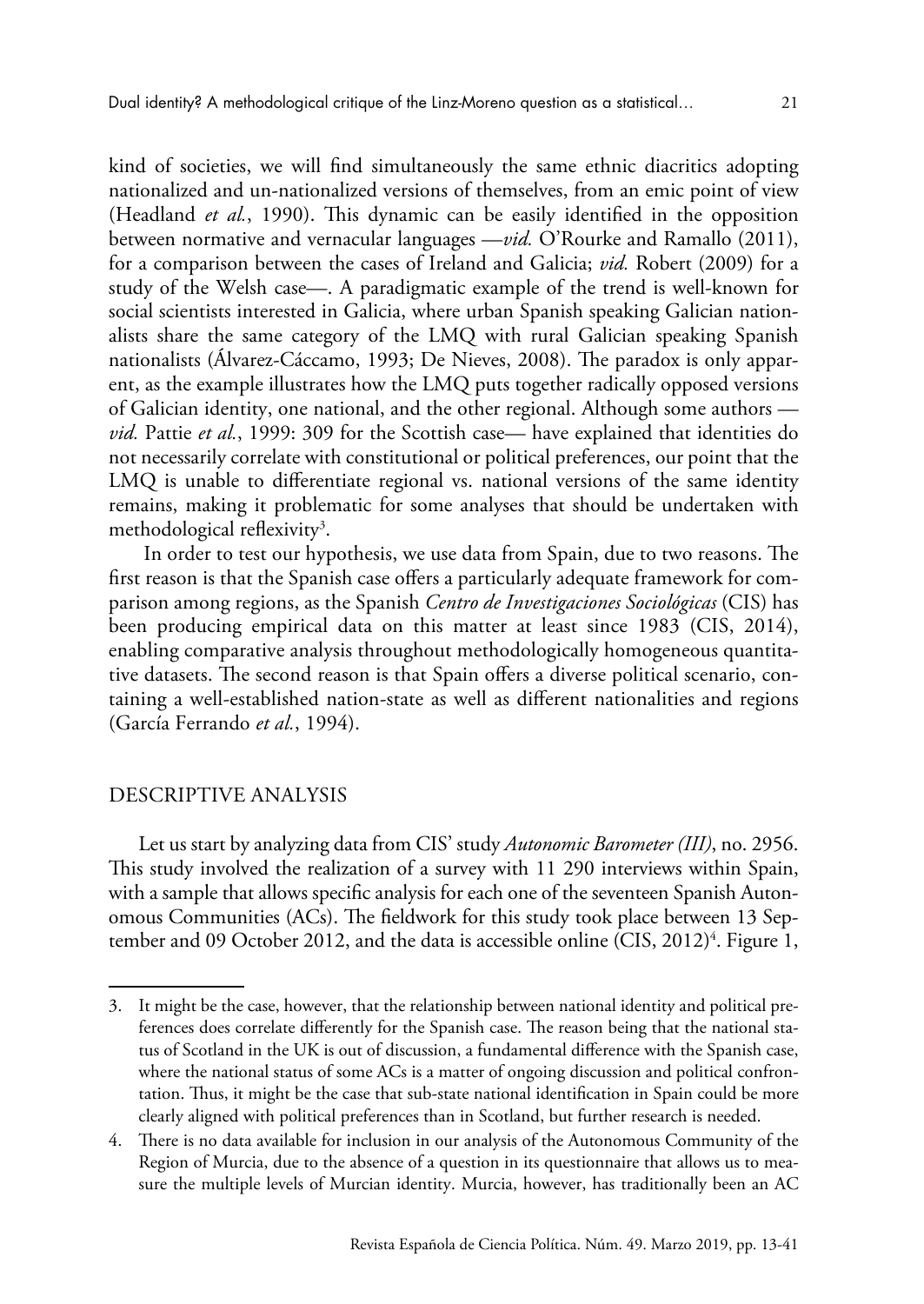kind of societies, we will find simultaneously the same ethnic diacritics adopting nationalized and un-nationalized versions of themselves, from an emic point of view (Headland *et al.*, 1990). This dynamic can be easily identified in the opposition between normative and vernacular languages —*vid.* O'Rourke and Ramallo (2011), for a comparison between the cases of Ireland and Galicia; *vid.* Robert (2009) for a study of the Welsh case—. A paradigmatic example of the trend is well-known for social scientists interested in Galicia, where urban Spanish speaking Galician nationalists share the same category of the LMQ with rural Galician speaking Spanish nationalists (Álvarez-Cáccamo, 1993; De Nieves, 2008). The paradox is only apparent, as the example illustrates how the LMQ puts together radically opposed versions of Galician identity, one national, and the other regional. Although some authors —*vid.* Pattie *et al.*, 1999: 309 for the Scottish case— have explained that identities do not necessarily correlate with constitutional or political preferences, our point that the LMQ is unable to differentiate regional vs. national versions of the same identity remains, making it problematic for some analyses that should be undertaken with methodological reflexivity[3].

In order to test our hypothesis, we use data from Spain, due to two reasons. The first reason is that the Spanish case offers a particularly adequate framework for comparison among regions, as the Spanish *Centro de Investigaciones Sociológicas* (CIS) has been producing empirical data on this matter at least since 1983 (CIS, 2014), enabling comparative analysis throughout methodologically homogeneous quantitative datasets. The second reason is that Spain offers a diverse political scenario, containing a well-established nation-state as well as different nationalities and regions (García Ferrando *et al.*, 1994).

## DESCRIPTIVE ANALYSIS

Let us start by analyzing data from CIS' study *Autonomic Barometer (III)*, no. 2956. This study involved the realization of a survey with 11 290 interviews within Spain, with a sample that allows specific analysis for each one of the seventeen Spanish Autonomous Communities (ACs). The fieldwork for this study took place between 13 September and 09 October 2012, and the data is accessible online (CIS, 2012)[4]. Figure 1,

---

3. It might be the case, however, that the relationship between national identity and political preferences does correlate differently for the Spanish case. The reason being that the national status of Scotland in the UK is out of discussion, a fundamental difference with the Spanish case, where the national status of some ACs is a matter of ongoing discussion and political confrontation. Thus, it might be the case that sub-state national identification in Spain could be more clearly aligned with political preferences than in Scotland, but further research is needed.

4. There is no data available for inclusion in our analysis of the Autonomous Community of the Region of Murcia, due to the absence of a question in its questionnaire that allows us to measure the multiple levels of Murcian identity. Murcia, however, has traditionally been an AC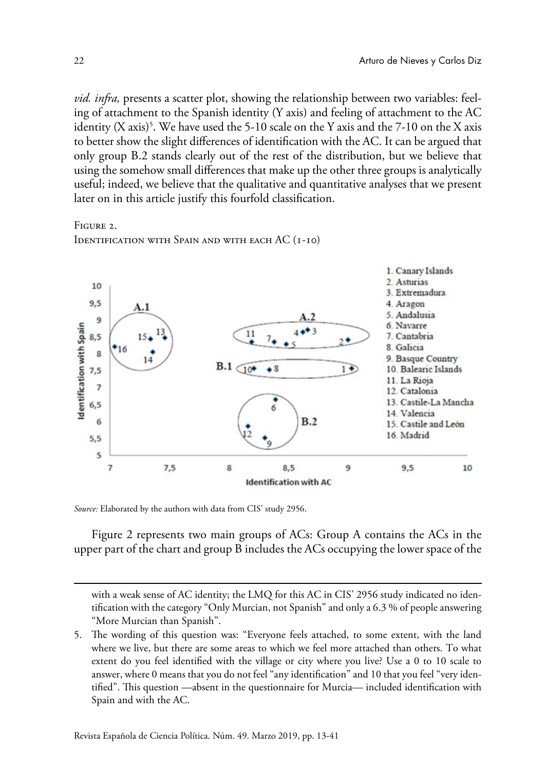*vid. infra,* presents a scatter plot, showing the relationship between two variables: feeling of attachment to the Spanish identity (Y axis) and feeling of attachment to the AC identity (X axis)[5]. We have used the 5-10 scale on the Y axis and the 7-10 on the X axis to better show the slight differences of identification with the AC. It can be argued that only group B.2 stands clearly out of the rest of the distribution, but we believe that using the somehow small differences that make up the other three groups is analytically useful; indeed, we believe that the qualitative and quantitative analyses that we present later on in this article justify this fourfold classification.

Figure 2.
Identification with Spain and with each AC (1-10)

*Source:* Elaborated by the authors with data from CIS' study 2956.

Figure 2 represents two main groups of ACs: Group A contains the ACs in the upper part of the chart and group B includes the ACs occupying the lower space of the

with a weak sense of AC identity; the LMQ for this AC in CIS' 2956 study indicated no identification with the category "Only Murcian, not Spanish" and only a 6.3 % of people answering "More Murcian than Spanish".

5. The wording of this question was: "Everyone feels attached, to some extent, with the land where we live, but there are some areas to which we feel more attached than others. To what extent do you feel identified with the village or city where you live? Use a 0 to 10 scale to answer, where 0 means that you do not feel "any identification" and 10 that you feel "very identified". This question —absent in the questionnaire for Murcia— included identification with Spain and with the AC.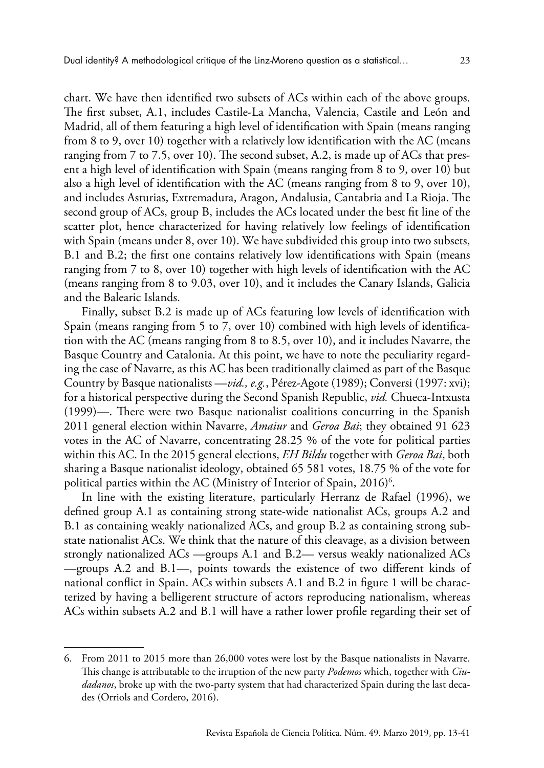chart. We have then identified two subsets of ACs within each of the above groups. The first subset, A.1, includes Castile-La Mancha, Valencia, Castile and León and Madrid, all of them featuring a high level of identification with Spain (means ranging from 8 to 9, over 10) together with a relatively low identification with the AC (means ranging from 7 to 7.5, over 10). The second subset, A.2, is made up of ACs that present a high level of identification with Spain (means ranging from 8 to 9, over 10) but also a high level of identification with the AC (means ranging from 8 to 9, over 10), and includes Asturias, Extremadura, Aragon, Andalusia, Cantabria and La Rioja. The second group of ACs, group B, includes the ACs located under the best fit line of the scatter plot, hence characterized for having relatively low feelings of identification with Spain (means under 8, over 10). We have subdivided this group into two subsets, B.1 and B.2; the first one contains relatively low identifications with Spain (means ranging from 7 to 8, over 10) together with high levels of identification with the AC (means ranging from 8 to 9.03, over 10), and it includes the Canary Islands, Galicia and the Balearic Islands.

Finally, subset B.2 is made up of ACs featuring low levels of identification with Spain (means ranging from 5 to 7, over 10) combined with high levels of identification with the AC (means ranging from 8 to 8.5, over 10), and it includes Navarre, the Basque Country and Catalonia. At this point, we have to note the peculiarity regarding the case of Navarre, as this AC has been traditionally claimed as part of the Basque Country by Basque nationalists —*vid., e.g.*, Pérez-Agote (1989); Conversi (1997: xvi); for a historical perspective during the Second Spanish Republic, *vid.* Chueca-Intxusta (1999)—. There were two Basque nationalist coalitions concurring in the Spanish 2011 general election within Navarre, *Amaiur* and *Geroa Bai*; they obtained 91 623 votes in the AC of Navarre, concentrating 28.25 % of the vote for political parties within this AC. In the 2015 general elections, *EH Bildu* together with *Geroa Bai*, both sharing a Basque nationalist ideology, obtained 65 581 votes, 18.75 % of the vote for political parties within the AC (Ministry of Interior of Spain, 2016)[6].

In line with the existing literature, particularly Herranz de Rafael (1996), we defined group A.1 as containing strong state-wide nationalist ACs, groups A.2 and B.1 as containing weakly nationalized ACs, and group B.2 as containing strong sub-state nationalist ACs. We think that the nature of this cleavage, as a division between strongly nationalized ACs —groups A.1 and B.2— versus weakly nationalized ACs —groups A.2 and B.1—, points towards the existence of two different kinds of national conflict in Spain. ACs within subsets A.1 and B.2 in figure 1 will be characterized by having a belligerent structure of actors reproducing nationalism, whereas ACs within subsets A.2 and B.1 will have a rather lower profile regarding their set of

6. From 2011 to 2015 more than 26,000 votes were lost by the Basque nationalists in Navarre. This change is attributable to the irruption of the new party *Podemos* which, together with *Ciudadanos*, broke up with the two-party system that had characterized Spain during the last decades (Orriols and Cordero, 2016).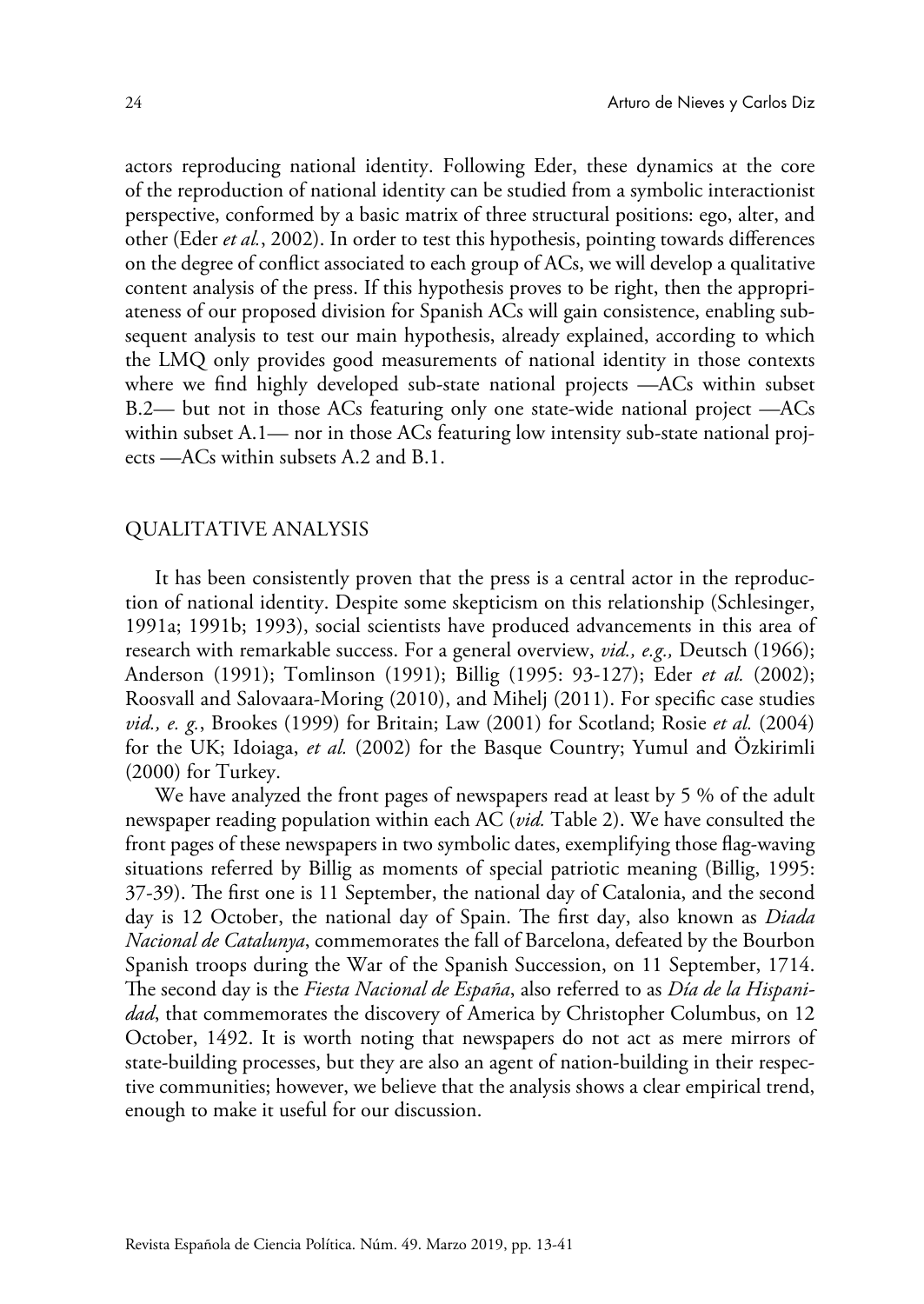actors reproducing national identity. Following Eder, these dynamics at the core of the reproduction of national identity can be studied from a symbolic interactionist perspective, conformed by a basic matrix of three structural positions: ego, alter, and other (Eder *et al.*, 2002). In order to test this hypothesis, pointing towards differences on the degree of conflict associated to each group of ACs, we will develop a qualitative content analysis of the press. If this hypothesis proves to be right, then the appropriateness of our proposed division for Spanish ACs will gain consistence, enabling subsequent analysis to test our main hypothesis, already explained, according to which the LMQ only provides good measurements of national identity in those contexts where we find highly developed sub-state national projects —ACs within subset B.2— but not in those ACs featuring only one state-wide national project —ACs within subset A.1— nor in those ACs featuring low intensity sub-state national projects —ACs within subsets A.2 and B.1.

## QUALITATIVE ANALYSIS

It has been consistently proven that the press is a central actor in the reproduction of national identity. Despite some skepticism on this relationship (Schlesinger, 1991a; 1991b; 1993), social scientists have produced advancements in this area of research with remarkable success. For a general overview, *vid., e.g.,* Deutsch (1966); Anderson (1991); Tomlinson (1991); Billig (1995: 93-127); Eder *et al.* (2002); Roosvall and Salovaara-Moring (2010), and Mihelj (2011). For specific case studies *vid., e. g.*, Brookes (1999) for Britain; Law (2001) for Scotland; Rosie *et al.* (2004) for the UK; Idoiaga, *et al.* (2002) for the Basque Country; Yumul and Özkirimli (2000) for Turkey.

We have analyzed the front pages of newspapers read at least by 5 % of the adult newspaper reading population within each AC (*vid.* Table 2). We have consulted the front pages of these newspapers in two symbolic dates, exemplifying those flag-waving situations referred by Billig as moments of special patriotic meaning (Billig, 1995: 37-39). The first one is 11 September, the national day of Catalonia, and the second day is 12 October, the national day of Spain. The first day, also known as *Diada Nacional de Catalunya*, commemorates the fall of Barcelona, defeated by the Bourbon Spanish troops during the War of the Spanish Succession, on 11 September, 1714. The second day is the *Fiesta Nacional de España*, also referred to as *Día de la Hispanidad*, that commemorates the discovery of America by Christopher Columbus, on 12 October, 1492. It is worth noting that newspapers do not act as mere mirrors of state-building processes, but they are also an agent of nation-building in their respective communities; however, we believe that the analysis shows a clear empirical trend, enough to make it useful for our discussion.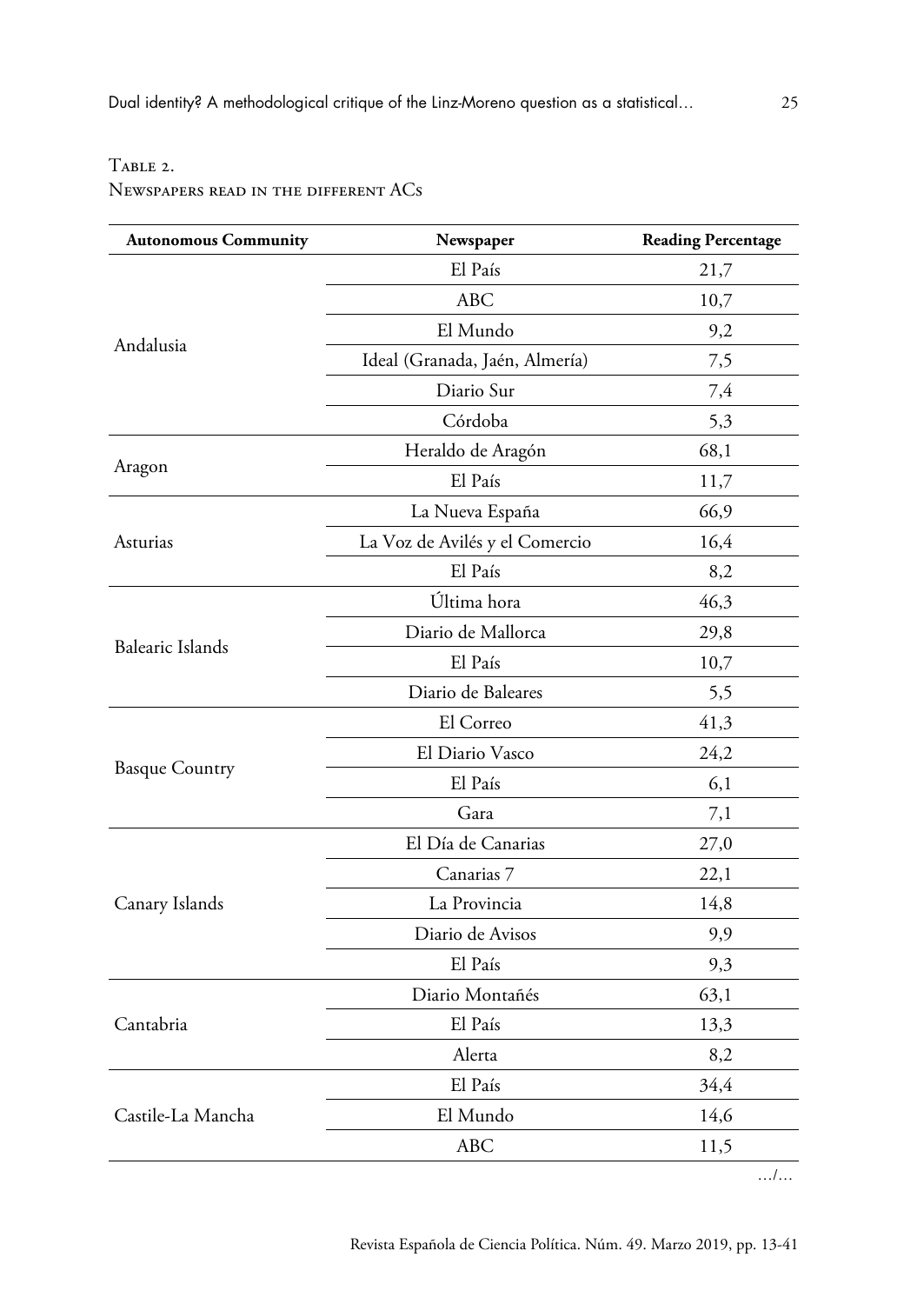Table 2.
Newspapers read in the different ACs

| Autonomous Community | Newspaper | Reading Percentage |
|---|---|---|
| Andalusia | El País | 21,7 |
| | ABC | 10,7 |
| | El Mundo | 9,2 |
| | Ideal (Granada, Jaén, Almería) | 7,5 |
| | Diario Sur | 7,4 |
| | Córdoba | 5,3 |
| Aragon | Heraldo de Aragón | 68,1 |
| | El País | 11,7 |
| Asturias | La Nueva España | 66,9 |
| | La Voz de Avilés y el Comercio | 16,4 |
| | El País | 8,2 |
| Balearic Islands | Última hora | 46,3 |
| | Diario de Mallorca | 29,8 |
| | El País | 10,7 |
| | Diario de Baleares | 5,5 |
| Basque Country | El Correo | 41,3 |
| | El Diario Vasco | 24,2 |
| | El País | 6,1 |
| | Gara | 7,1 |
| Canary Islands | El Día de Canarias | 27,0 |
| | Canarias 7 | 22,1 |
| | La Provincia | 14,8 |
| | Diario de Avisos | 9,9 |
| | El País | 9,3 |
| Cantabria | Diario Montañés | 63,1 |
| | El País | 13,3 |
| | Alerta | 8,2 |
| Castile-La Mancha | El País | 34,4 |
| | El Mundo | 14,6 |
| | ABC | 11,5 |

…/…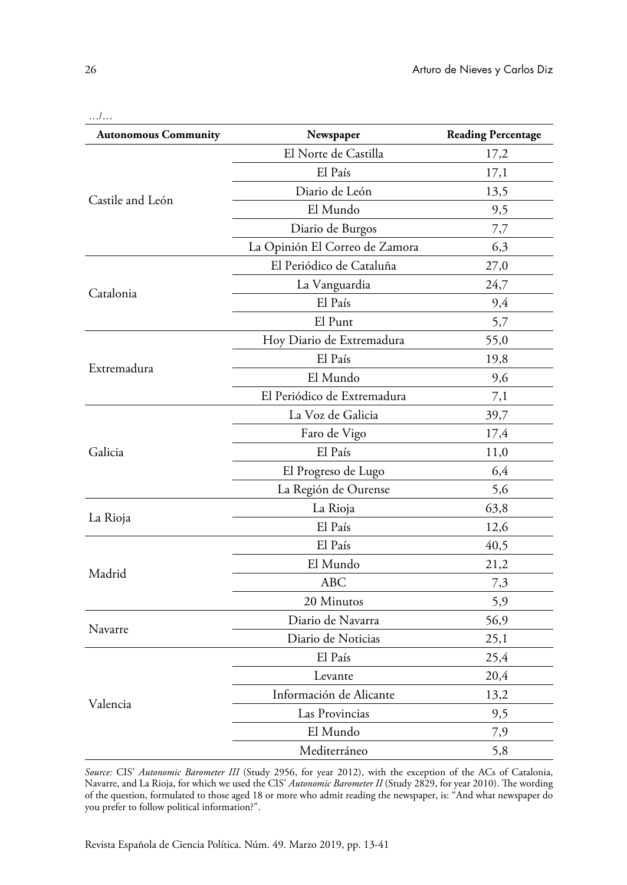…/…

| Autonomous Community | Newspaper | Reading Percentage |
|---|---|---|
| Castile and León | El Norte de Castilla | 17,2 |
| | El País | 17,1 |
| | Diario de León | 13,5 |
| | El Mundo | 9,5 |
| | Diario de Burgos | 7,7 |
| | La Opinión El Correo de Zamora | 6,3 |
| Catalonia | El Periódico de Cataluña | 27,0 |
| | La Vanguardia | 24,7 |
| | El País | 9,4 |
| | El Punt | 5,7 |
| Extremadura | Hoy Diario de Extremadura | 55,0 |
| | El País | 19,8 |
| | El Mundo | 9,6 |
| | El Periódico de Extremadura | 7,1 |
| Galicia | La Voz de Galicia | 39,7 |
| | Faro de Vigo | 17,4 |
| | El País | 11,0 |
| | El Progreso de Lugo | 6,4 |
| | La Región de Ourense | 5,6 |
| La Rioja | La Rioja | 63,8 |
| | El País | 12,6 |
| Madrid | El País | 40,5 |
| | El Mundo | 21,2 |
| | ABC | 7,3 |
| | 20 Minutos | 5,9 |
| Navarre | Diario de Navarra | 56,9 |
| | Diario de Noticias | 25,1 |
| Valencia | El País | 25,4 |
| | Levante | 20,4 |
| | Información de Alicante | 13,2 |
| | Las Provincias | 9,5 |
| | El Mundo | 7,9 |
| | Mediterráneo | 5,8 |

*Source:* CIS' *Autonomic Barometer III* (Study 2956, for year 2012), with the exception of the ACs of Catalonia, Navarre, and La Rioja, for which we used the CIS' *Autonomic Barometer II* (Study 2829, for year 2010). The wording of the question, formulated to those aged 18 or more who admit reading the newspaper, is: "And what newspaper do you prefer to follow political information?".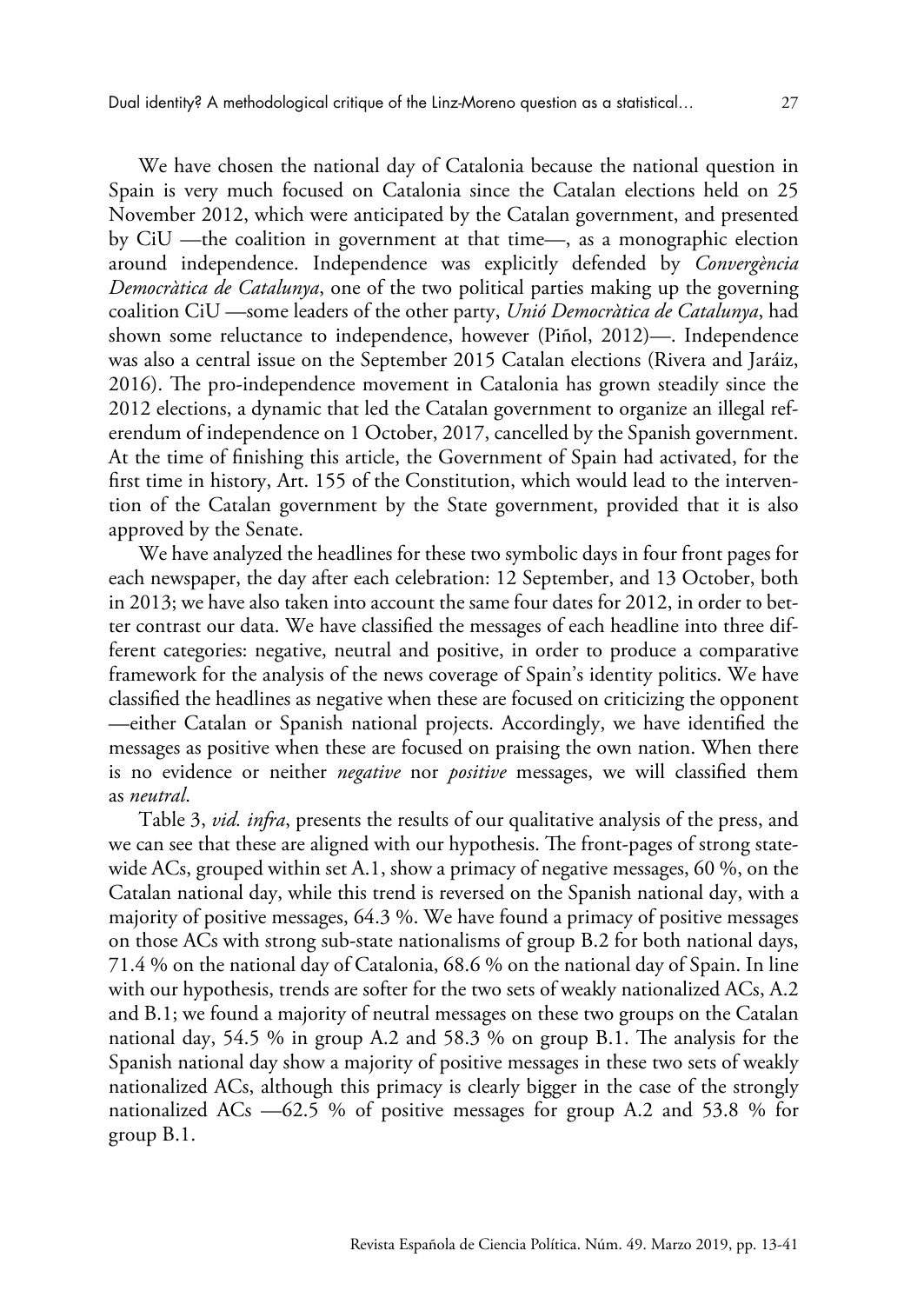We have chosen the national day of Catalonia because the national question in Spain is very much focused on Catalonia since the Catalan elections held on 25 November 2012, which were anticipated by the Catalan government, and presented by CiU —the coalition in government at that time—, as a monographic election around independence. Independence was explicitly defended by *Convergència Democràtica de Catalunya*, one of the two political parties making up the governing coalition CiU —some leaders of the other party, *Unió Democràtica de Catalunya*, had shown some reluctance to independence, however (Piñol, 2012)—. Independence was also a central issue on the September 2015 Catalan elections (Rivera and Jaráiz, 2016). The pro-independence movement in Catalonia has grown steadily since the 2012 elections, a dynamic that led the Catalan government to organize an illegal referendum of independence on 1 October, 2017, cancelled by the Spanish government. At the time of finishing this article, the Government of Spain had activated, for the first time in history, Art. 155 of the Constitution, which would lead to the intervention of the Catalan government by the State government, provided that it is also approved by the Senate.

We have analyzed the headlines for these two symbolic days in four front pages for each newspaper, the day after each celebration: 12 September, and 13 October, both in 2013; we have also taken into account the same four dates for 2012, in order to better contrast our data. We have classified the messages of each headline into three different categories: negative, neutral and positive, in order to produce a comparative framework for the analysis of the news coverage of Spain's identity politics. We have classified the headlines as negative when these are focused on criticizing the opponent —either Catalan or Spanish national projects. Accordingly, we have identified the messages as positive when these are focused on praising the own nation. When there is no evidence or neither *negative* nor *positive* messages, we will classified them as *neutral*.

Table 3, *vid. infra*, presents the results of our qualitative analysis of the press, and we can see that these are aligned with our hypothesis. The front-pages of strong state-wide ACs, grouped within set A.1, show a primacy of negative messages, 60 %, on the Catalan national day, while this trend is reversed on the Spanish national day, with a majority of positive messages, 64.3 %. We have found a primacy of positive messages on those ACs with strong sub-state nationalisms of group B.2 for both national days, 71.4 % on the national day of Catalonia, 68.6 % on the national day of Spain. In line with our hypothesis, trends are softer for the two sets of weakly nationalized ACs, A.2 and B.1; we found a majority of neutral messages on these two groups on the Catalan national day, 54.5 % in group A.2 and 58.3 % on group B.1. The analysis for the Spanish national day show a majority of positive messages in these two sets of weakly nationalized ACs, although this primacy is clearly bigger in the case of the strongly nationalized ACs —62.5 % of positive messages for group A.2 and 53.8 % for group B.1.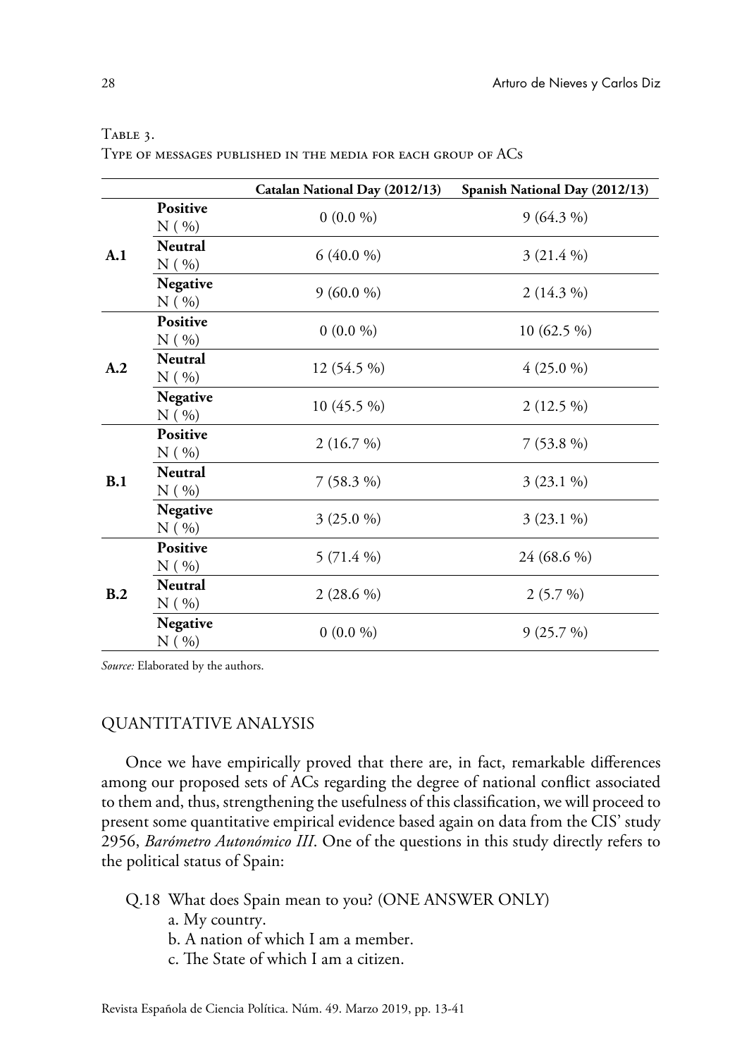Table 3.
Type of messages published in the media for each group of ACs

| | | Catalan National Day (2012/13) | Spanish National Day (2012/13) |
|---|---|---|---|
| A.1 | **Positive** N ( %) | 0 (0.0 %) | 9 (64.3 %) |
| | **Neutral** N ( %) | 6 (40.0 %) | 3 (21.4 %) |
| | **Negative** N ( %) | 9 (60.0 %) | 2 (14.3 %) |
| A.2 | **Positive** N ( %) | 0 (0.0 %) | 10 (62.5 %) |
| | **Neutral** N ( %) | 12 (54.5 %) | 4 (25.0 %) |
| | **Negative** N ( %) | 10 (45.5 %) | 2 (12.5 %) |
| B.1 | **Positive** N ( %) | 2 (16.7 %) | 7 (53.8 %) |
| | **Neutral** N ( %) | 7 (58.3 %) | 3 (23.1 %) |
| | **Negative** N ( %) | 3 (25.0 %) | 3 (23.1 %) |
| B.2 | **Positive** N ( %) | 5 (71.4 %) | 24 (68.6 %) |
| | **Neutral** N ( %) | 2 (28.6 %) | 2 (5.7 %) |
| | **Negative** N ( %) | 0 (0.0 %) | 9 (25.7 %) |

*Source:* Elaborated by the authors.

## QUANTITATIVE ANALYSIS

Once we have empirically proved that there are, in fact, remarkable differences among our proposed sets of ACs regarding the degree of national conflict associated to them and, thus, strengthening the usefulness of this classification, we will proceed to present some quantitative empirical evidence based again on data from the CIS' study 2956, *Barómetro Autonómico III*. One of the questions in this study directly refers to the political status of Spain:

Q.18 What does Spain mean to you? (ONE ANSWER ONLY)
- a. My country.
- b. A nation of which I am a member.
- c. The State of which I am a citizen.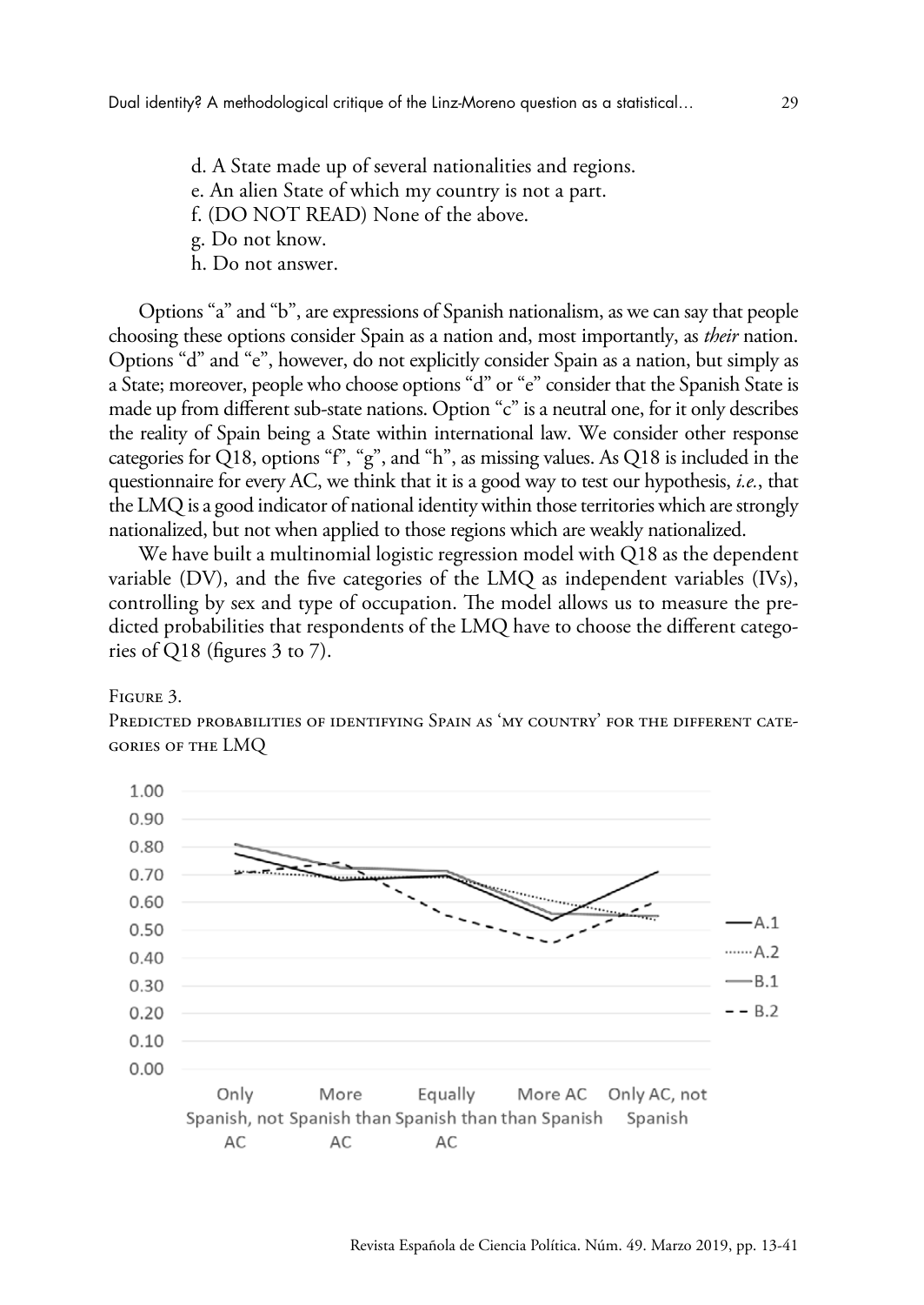d. A State made up of several nationalities and regions.
e. An alien State of which my country is not a part.
f. (DO NOT READ) None of the above.
g. Do not know.
h. Do not answer.

Options "a" and "b", are expressions of Spanish nationalism, as we can say that people choosing these options consider Spain as a nation and, most importantly, as *their* nation. Options "d" and "e", however, do not explicitly consider Spain as a nation, but simply as a State; moreover, people who choose options "d" or "e" consider that the Spanish State is made up from different sub-state nations. Option "c" is a neutral one, for it only describes the reality of Spain being a State within international law. We consider other response categories for Q18, options "f", "g", and "h", as missing values. As Q18 is included in the questionnaire for every AC, we think that it is a good way to test our hypothesis, *i.e.*, that the LMQ is a good indicator of national identity within those territories which are strongly nationalized, but not when applied to those regions which are weakly nationalized.

We have built a multinomial logistic regression model with Q18 as the dependent variable (DV), and the five categories of the LMQ as independent variables (IVs), controlling by sex and type of occupation. The model allows us to measure the predicted probabilities that respondents of the LMQ have to choose the different categories of Q18 (figures 3 to 7).

Figure 3.
Predicted probabilities of identifying Spain as 'my country' for the different categories of the LMQ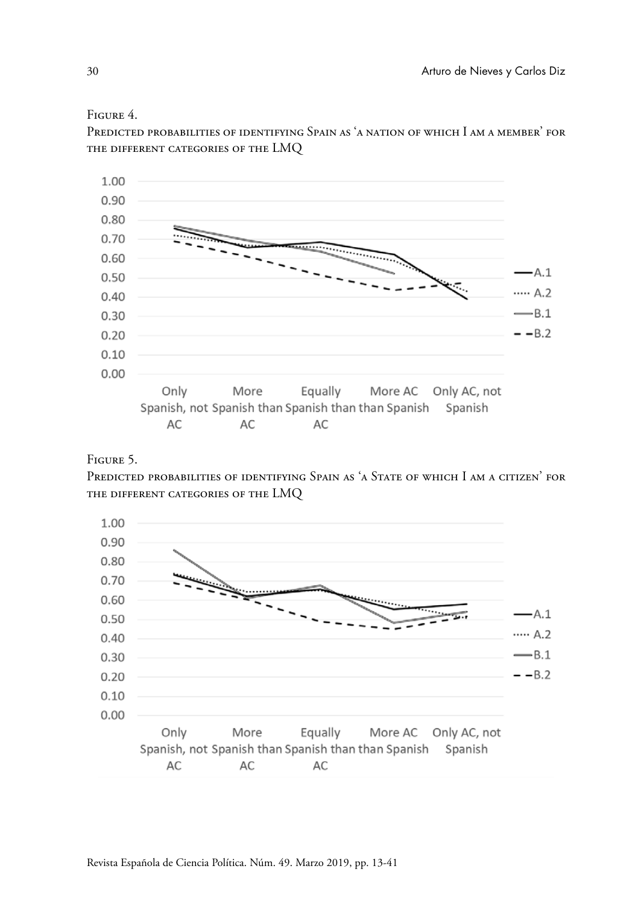Figure 4.

Predicted probabilities of identifying Spain as 'a nation of which I am a member' for the different categories of the LMQ

Figure 5.

Predicted probabilities of identifying Spain as 'a State of which I am a citizen' for the different categories of the LMQ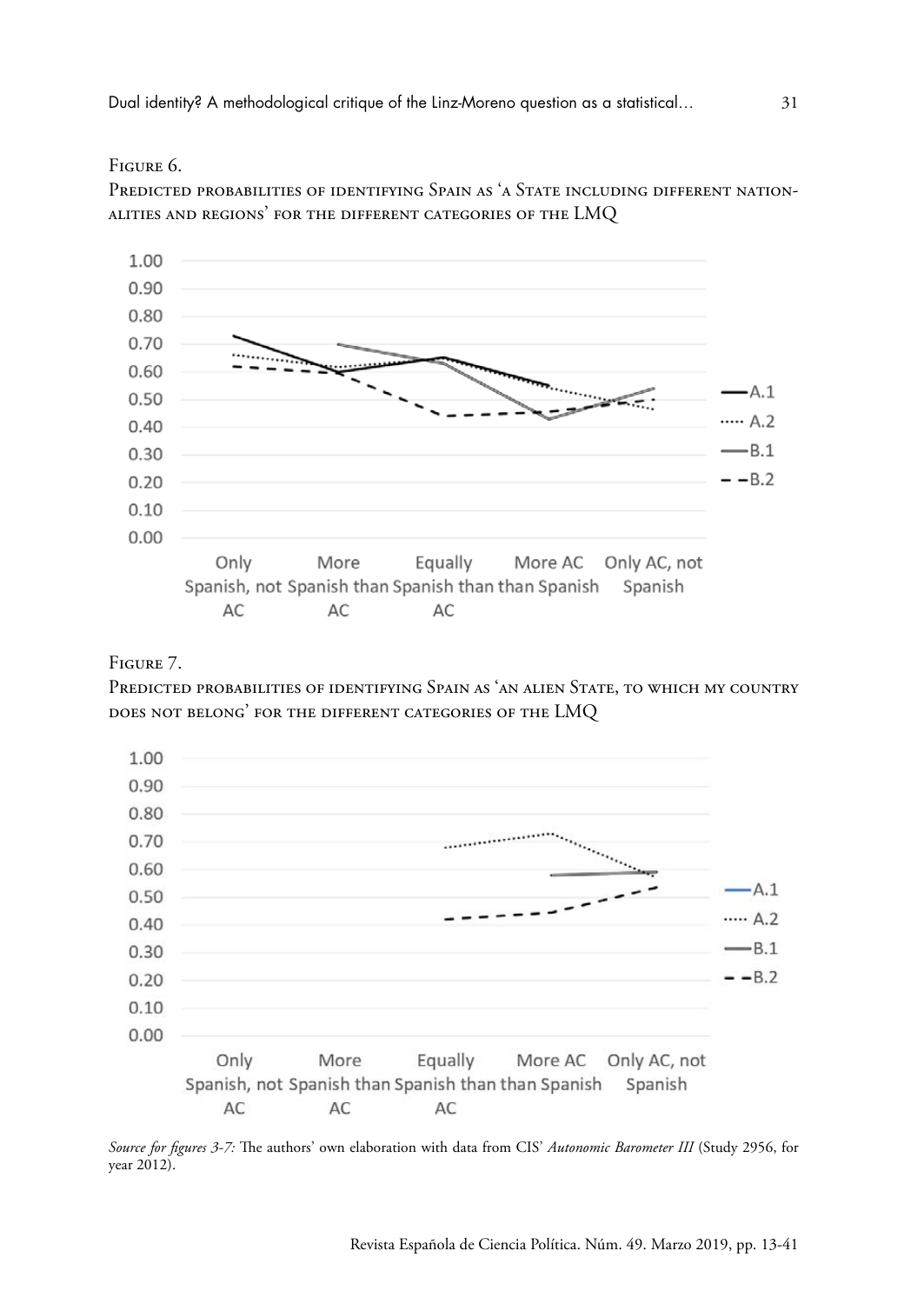Figure 6.

Predicted probabilities of identifying Spain as 'a State including different nationalities and regions' for the different categories of the LMQ

Figure 7.

Predicted probabilities of identifying Spain as 'an alien State, to which my country does not belong' for the different categories of the LMQ

*Source for figures 3-7:* The authors' own elaboration with data from CIS' *Autonomic Barometer III* (Study 2956, for year 2012).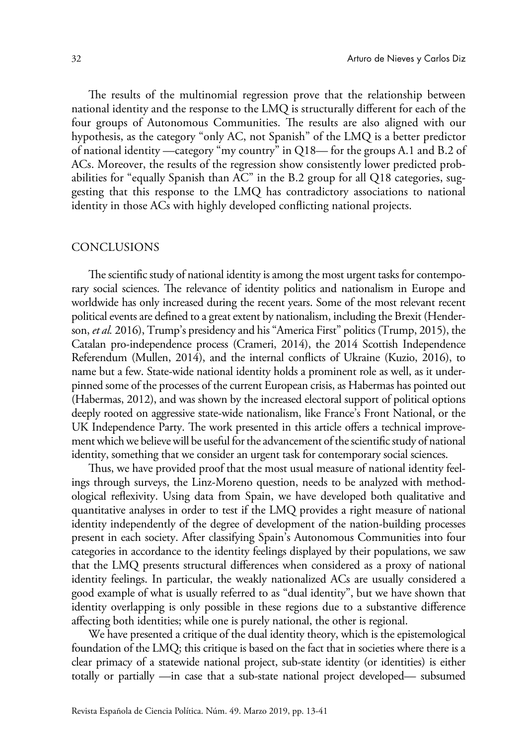The results of the multinomial regression prove that the relationship between national identity and the response to the LMQ is structurally different for each of the four groups of Autonomous Communities. The results are also aligned with our hypothesis, as the category "only AC, not Spanish" of the LMQ is a better predictor of national identity —category "my country" in Q18— for the groups A.1 and B.2 of ACs. Moreover, the results of the regression show consistently lower predicted probabilities for "equally Spanish than AC" in the B.2 group for all Q18 categories, suggesting that this response to the LMQ has contradictory associations to national identity in those ACs with highly developed conflicting national projects.

## CONCLUSIONS

The scientific study of national identity is among the most urgent tasks for contemporary social sciences. The relevance of identity politics and nationalism in Europe and worldwide has only increased during the recent years. Some of the most relevant recent political events are defined to a great extent by nationalism, including the Brexit (Henderson, *et al.* 2016), Trump's presidency and his "America First" politics (Trump, 2015), the Catalan pro-independence process (Crameri, 2014), the 2014 Scottish Independence Referendum (Mullen, 2014), and the internal conflicts of Ukraine (Kuzio, 2016), to name but a few. State-wide national identity holds a prominent role as well, as it underpinned some of the processes of the current European crisis, as Habermas has pointed out (Habermas, 2012), and was shown by the increased electoral support of political options deeply rooted on aggressive state-wide nationalism, like France's Front National, or the UK Independence Party. The work presented in this article offers a technical improvement which we believe will be useful for the advancement of the scientific study of national identity, something that we consider an urgent task for contemporary social sciences.

Thus, we have provided proof that the most usual measure of national identity feelings through surveys, the Linz-Moreno question, needs to be analyzed with methodological reflexivity. Using data from Spain, we have developed both qualitative and quantitative analyses in order to test if the LMQ provides a right measure of national identity independently of the degree of development of the nation-building processes present in each society. After classifying Spain's Autonomous Communities into four categories in accordance to the identity feelings displayed by their populations, we saw that the LMQ presents structural differences when considered as a proxy of national identity feelings. In particular, the weakly nationalized ACs are usually considered a good example of what is usually referred to as "dual identity", but we have shown that identity overlapping is only possible in these regions due to a substantive difference affecting both identities; while one is purely national, the other is regional.

We have presented a critique of the dual identity theory, which is the epistemological foundation of the LMQ; this critique is based on the fact that in societies where there is a clear primacy of a statewide national project, sub-state identity (or identities) is either totally or partially —in case that a sub-state national project developed— subsumed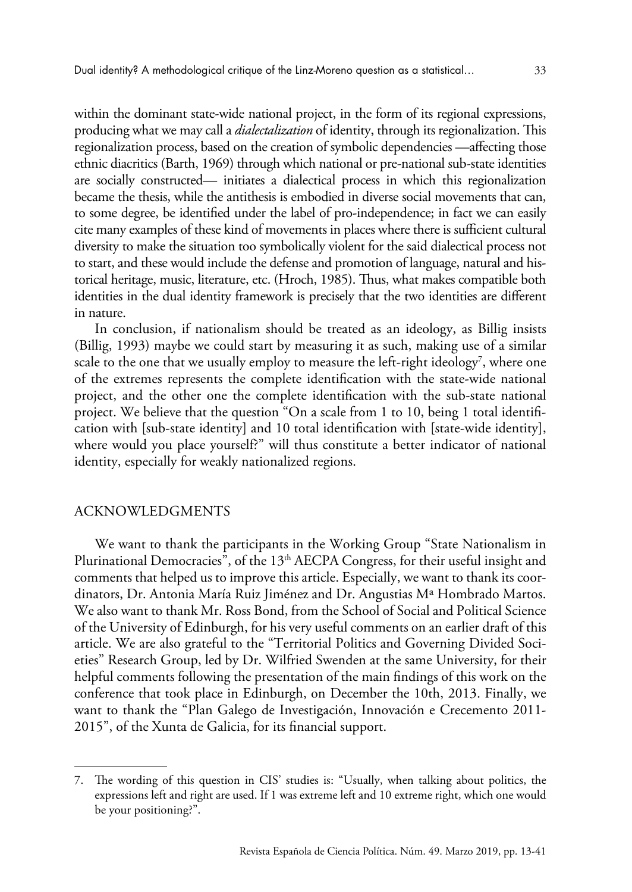within the dominant state-wide national project, in the form of its regional expressions, producing what we may call a *dialectalization* of identity, through its regionalization. This regionalization process, based on the creation of symbolic dependencies —affecting those ethnic diacritics (Barth, 1969) through which national or pre-national sub-state identities are socially constructed— initiates a dialectical process in which this regionalization became the thesis, while the antithesis is embodied in diverse social movements that can, to some degree, be identified under the label of pro-independence; in fact we can easily cite many examples of these kind of movements in places where there is sufficient cultural diversity to make the situation too symbolically violent for the said dialectical process not to start, and these would include the defense and promotion of language, natural and historical heritage, music, literature, etc. (Hroch, 1985). Thus, what makes compatible both identities in the dual identity framework is precisely that the two identities are different in nature.

In conclusion, if nationalism should be treated as an ideology, as Billig insists (Billig, 1993) maybe we could start by measuring it as such, making use of a similar scale to the one that we usually employ to measure the left-right ideology[7], where one of the extremes represents the complete identification with the state-wide national project, and the other one the complete identification with the sub-state national project. We believe that the question "On a scale from 1 to 10, being 1 total identification with [sub-state identity] and 10 total identification with [state-wide identity], where would you place yourself?" will thus constitute a better indicator of national identity, especially for weakly nationalized regions.

## ACKNOWLEDGMENTS

We want to thank the participants in the Working Group "State Nationalism in Plurinational Democracies", of the 13th AECPA Congress, for their useful insight and comments that helped us to improve this article. Especially, we want to thank its coordinators, Dr. Antonia María Ruiz Jiménez and Dr. Angustias Mª Hombrado Martos. We also want to thank Mr. Ross Bond, from the School of Social and Political Science of the University of Edinburgh, for his very useful comments on an earlier draft of this article. We are also grateful to the "Territorial Politics and Governing Divided Societies" Research Group, led by Dr. Wilfried Swenden at the same University, for their helpful comments following the presentation of the main findings of this work on the conference that took place in Edinburgh, on December the 10th, 2013. Finally, we want to thank the "Plan Galego de Investigación, Innovación e Crecemento 2011-2015", of the Xunta de Galicia, for its financial support.

---

7. The wording of this question in CIS' studies is: "Usually, when talking about politics, the expressions left and right are used. If 1 was extreme left and 10 extreme right, which one would be your positioning?".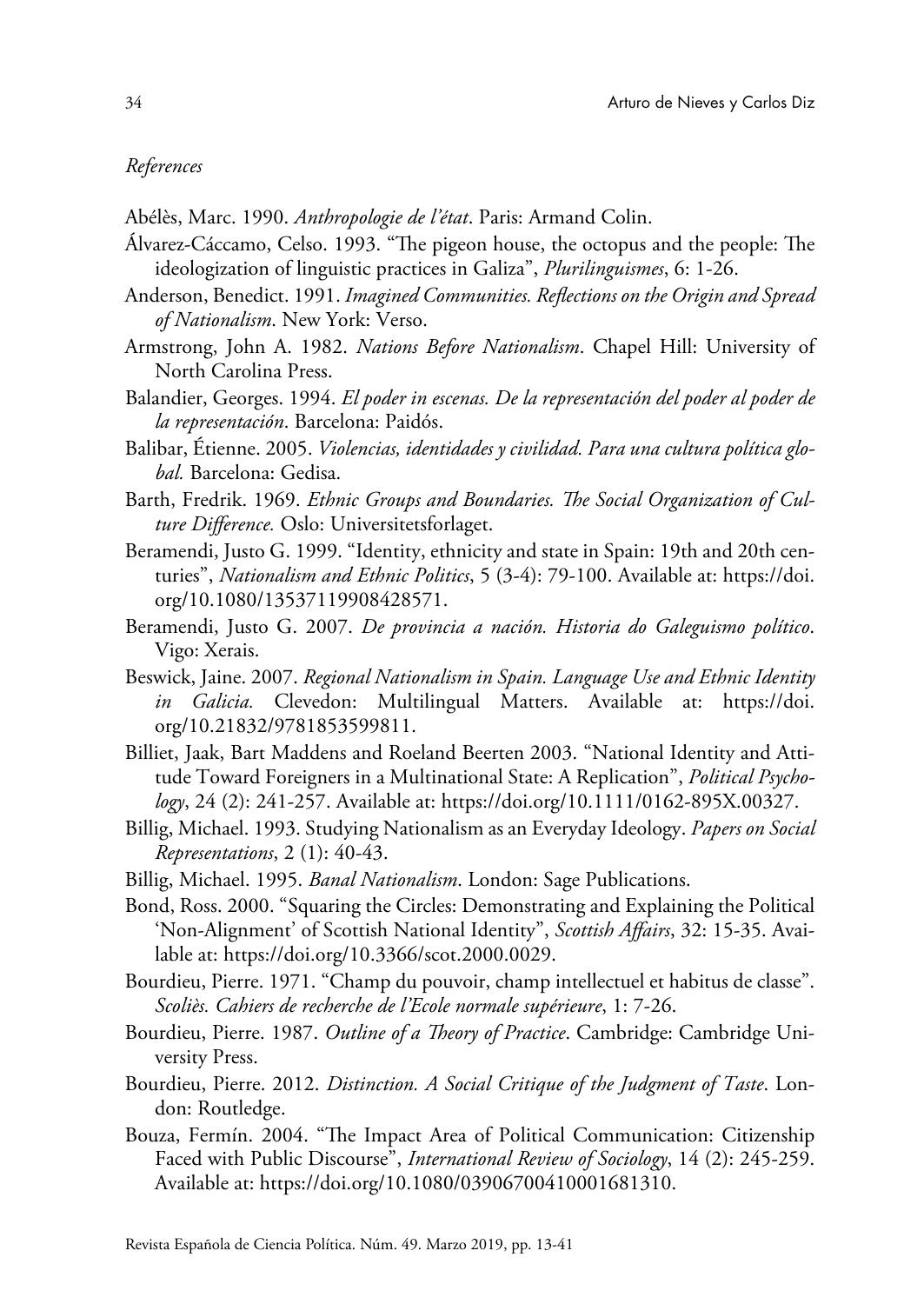*References*

Abélès, Marc. 1990. *Anthropologie de l'état*. Paris: Armand Colin.

Álvarez-Cáccamo, Celso. 1993. "The pigeon house, the octopus and the people: The ideologization of linguistic practices in Galiza", *Plurilinguismes*, 6: 1-26.

Anderson, Benedict. 1991. *Imagined Communities. Reflections on the Origin and Spread of Nationalism*. New York: Verso.

Armstrong, John A. 1982. *Nations Before Nationalism*. Chapel Hill: University of North Carolina Press.

Balandier, Georges. 1994. *El poder in escenas. De la representación del poder al poder de la representación*. Barcelona: Paidós.

Balibar, Étienne. 2005. *Violencias, identidades y civilidad. Para una cultura política global.* Barcelona: Gedisa.

Barth, Fredrik. 1969. *Ethnic Groups and Boundaries. The Social Organization of Culture Difference.* Oslo: Universitetsforlaget.

Beramendi, Justo G. 1999. "Identity, ethnicity and state in Spain: 19th and 20th centuries", *Nationalism and Ethnic Politics*, 5 (3-4): 79-100. Available at: https://doi.org/10.1080/13537119908428571.

Beramendi, Justo G. 2007. *De provincia a nación. Historia do Galeguismo político*. Vigo: Xerais.

Beswick, Jaine. 2007. *Regional Nationalism in Spain. Language Use and Ethnic Identity in Galicia.* Clevedon: Multilingual Matters. Available at: https://doi.org/10.21832/9781853599811.

Billiet, Jaak, Bart Maddens and Roeland Beerten 2003. "National Identity and Attitude Toward Foreigners in a Multinational State: A Replication", *Political Psychology*, 24 (2): 241-257. Available at: https://doi.org/10.1111/0162-895X.00327.

Billig, Michael. 1993. Studying Nationalism as an Everyday Ideology. *Papers on Social Representations*, 2 (1): 40-43.

Billig, Michael. 1995. *Banal Nationalism*. London: Sage Publications.

Bond, Ross. 2000. "Squaring the Circles: Demonstrating and Explaining the Political 'Non-Alignment' of Scottish National Identity", *Scottish Affairs*, 32: 15-35. Available at: https://doi.org/10.3366/scot.2000.0029.

Bourdieu, Pierre. 1971. "Champ du pouvoir, champ intellectuel et habitus de classe". *Scoliès. Cahiers de recherche de l'Ecole normale supérieure*, 1: 7-26.

Bourdieu, Pierre. 1987. *Outline of a Theory of Practice*. Cambridge: Cambridge University Press.

Bourdieu, Pierre. 2012. *Distinction. A Social Critique of the Judgment of Taste*. London: Routledge.

Bouza, Fermín. 2004. "The Impact Area of Political Communication: Citizenship Faced with Public Discourse", *International Review of Sociology*, 14 (2): 245-259. Available at: https://doi.org/10.1080/03906700410001681310.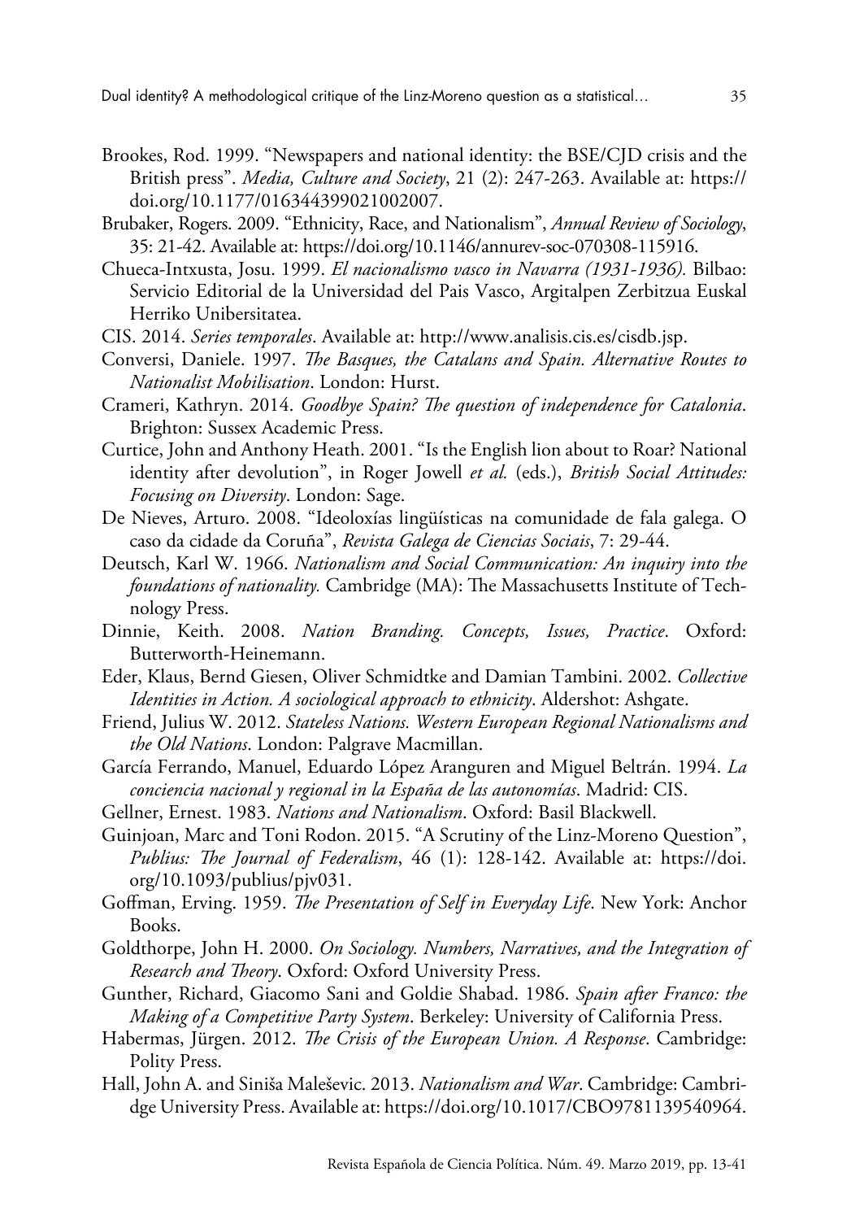Brookes, Rod. 1999. "Newspapers and national identity: the BSE/CJD crisis and the British press". *Media, Culture and Society*, 21 (2): 247-263. Available at: https://doi.org/10.1177/016344399021002007.

Brubaker, Rogers. 2009. "Ethnicity, Race, and Nationalism", *Annual Review of Sociology*, 35: 21-42. Available at: https://doi.org/10.1146/annurev-soc-070308-115916.

Chueca-Intxusta, Josu. 1999. *El nacionalismo vasco in Navarra (1931-1936).* Bilbao: Servicio Editorial de la Universidad del Pais Vasco, Argitalpen Zerbitzua Euskal Herriko Unibersitatea.

CIS. 2014. *Series temporales*. Available at: http://www.analisis.cis.es/cisdb.jsp.

Conversi, Daniele. 1997. *The Basques, the Catalans and Spain. Alternative Routes to Nationalist Mobilisation*. London: Hurst.

Crameri, Kathryn. 2014. *Goodbye Spain? The question of independence for Catalonia*. Brighton: Sussex Academic Press.

Curtice, John and Anthony Heath. 2001. "Is the English lion about to Roar? National identity after devolution", in Roger Jowell *et al.* (eds.), *British Social Attitudes: Focusing on Diversity*. London: Sage.

De Nieves, Arturo. 2008. "Ideoloxías lingüísticas na comunidade de fala galega. O caso da cidade da Coruña", *Revista Galega de Ciencias Sociais*, 7: 29-44.

Deutsch, Karl W. 1966. *Nationalism and Social Communication: An inquiry into the foundations of nationality.* Cambridge (MA): The Massachusetts Institute of Technology Press.

Dinnie, Keith. 2008. *Nation Branding. Concepts, Issues, Practice*. Oxford: Butterworth-Heinemann.

Eder, Klaus, Bernd Giesen, Oliver Schmidtke and Damian Tambini. 2002. *Collective Identities in Action. A sociological approach to ethnicity*. Aldershot: Ashgate.

Friend, Julius W. 2012. *Stateless Nations. Western European Regional Nationalisms and the Old Nations*. London: Palgrave Macmillan.

García Ferrando, Manuel, Eduardo López Aranguren and Miguel Beltrán. 1994. *La conciencia nacional y regional in la España de las autonomías*. Madrid: CIS.

Gellner, Ernest. 1983. *Nations and Nationalism*. Oxford: Basil Blackwell.

Guinjoan, Marc and Toni Rodon. 2015. "A Scrutiny of the Linz-Moreno Question", *Publius: The Journal of Federalism*, 46 (1): 128-142. Available at: https://doi.org/10.1093/publius/pjv031.

Goffman, Erving. 1959. *The Presentation of Self in Everyday Life*. New York: Anchor Books.

Goldthorpe, John H. 2000. *On Sociology. Numbers, Narratives, and the Integration of Research and Theory*. Oxford: Oxford University Press.

Gunther, Richard, Giacomo Sani and Goldie Shabad. 1986. *Spain after Franco: the Making of a Competitive Party System*. Berkeley: University of California Press.

Habermas, Jürgen. 2012. *The Crisis of the European Union. A Response*. Cambridge: Polity Press.

Hall, John A. and Siniša Maleševic. 2013. *Nationalism and War*. Cambridge: Cambridge University Press. Available at: https://doi.org/10.1017/CBO9781139540964.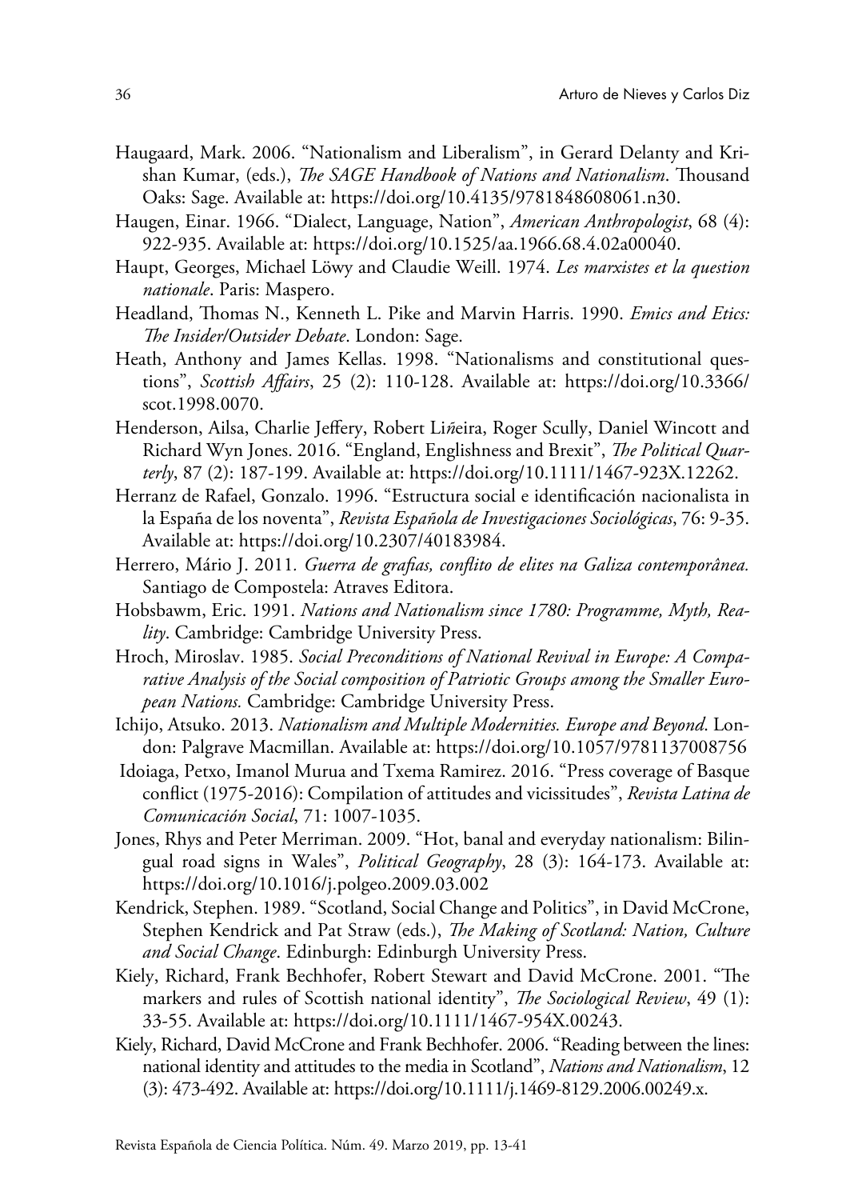Haugaard, Mark. 2006. "Nationalism and Liberalism", in Gerard Delanty and Krishan Kumar, (eds.), *The SAGE Handbook of Nations and Nationalism*. Thousand Oaks: Sage. Available at: https://doi.org/10.4135/9781848608061.n30.

Haugen, Einar. 1966. "Dialect, Language, Nation", *American Anthropologist*, 68 (4): 922-935. Available at: https://doi.org/10.1525/aa.1966.68.4.02a00040.

Haupt, Georges, Michael Löwy and Claudie Weill. 1974. *Les marxistes et la question nationale*. Paris: Maspero.

Headland, Thomas N., Kenneth L. Pike and Marvin Harris. 1990. *Emics and Etics: The Insider/Outsider Debate*. London: Sage.

Heath, Anthony and James Kellas. 1998. "Nationalisms and constitutional questions", *Scottish Affairs*, 25 (2): 110-128. Available at: https://doi.org/10.3366/scot.1998.0070.

Henderson, Ailsa, Charlie Jeffery, Robert Liñeira, Roger Scully, Daniel Wincott and Richard Wyn Jones. 2016. "England, Englishness and Brexit", *The Political Quarterly*, 87 (2): 187-199. Available at: https://doi.org/10.1111/1467-923X.12262.

Herranz de Rafael, Gonzalo. 1996. "Estructura social e identificación nacionalista in la España de los noventa", *Revista Española de Investigaciones Sociológicas*, 76: 9-35. Available at: https://doi.org/10.2307/40183984.

Herrero, Mário J. 2011. *Guerra de grafias, conflito de elites na Galiza contemporânea.* Santiago de Compostela: Atraves Editora.

Hobsbawm, Eric. 1991. *Nations and Nationalism since 1780: Programme, Myth, Reality*. Cambridge: Cambridge University Press.

Hroch, Miroslav. 1985. *Social Preconditions of National Revival in Europe: A Comparative Analysis of the Social composition of Patriotic Groups among the Smaller European Nations.* Cambridge: Cambridge University Press.

Ichijo, Atsuko. 2013. *Nationalism and Multiple Modernities. Europe and Beyond*. London: Palgrave Macmillan. Available at: https://doi.org/10.1057/9781137008756

Idoiaga, Petxo, Imanol Murua and Txema Ramirez. 2016. "Press coverage of Basque conflict (1975-2016): Compilation of attitudes and vicissitudes", *Revista Latina de Comunicación Social*, 71: 1007-1035.

Jones, Rhys and Peter Merriman. 2009. "Hot, banal and everyday nationalism: Bilingual road signs in Wales", *Political Geography*, 28 (3): 164-173. Available at: https://doi.org/10.1016/j.polgeo.2009.03.002

Kendrick, Stephen. 1989. "Scotland, Social Change and Politics", in David McCrone, Stephen Kendrick and Pat Straw (eds.), *The Making of Scotland: Nation, Culture and Social Change*. Edinburgh: Edinburgh University Press.

Kiely, Richard, Frank Bechhofer, Robert Stewart and David McCrone. 2001. "The markers and rules of Scottish national identity", *The Sociological Review*, 49 (1): 33-55. Available at: https://doi.org/10.1111/1467-954X.00243.

Kiely, Richard, David McCrone and Frank Bechhofer. 2006. "Reading between the lines: national identity and attitudes to the media in Scotland", *Nations and Nationalism*, 12 (3): 473-492. Available at: https://doi.org/10.1111/j.1469-8129.2006.00249.x.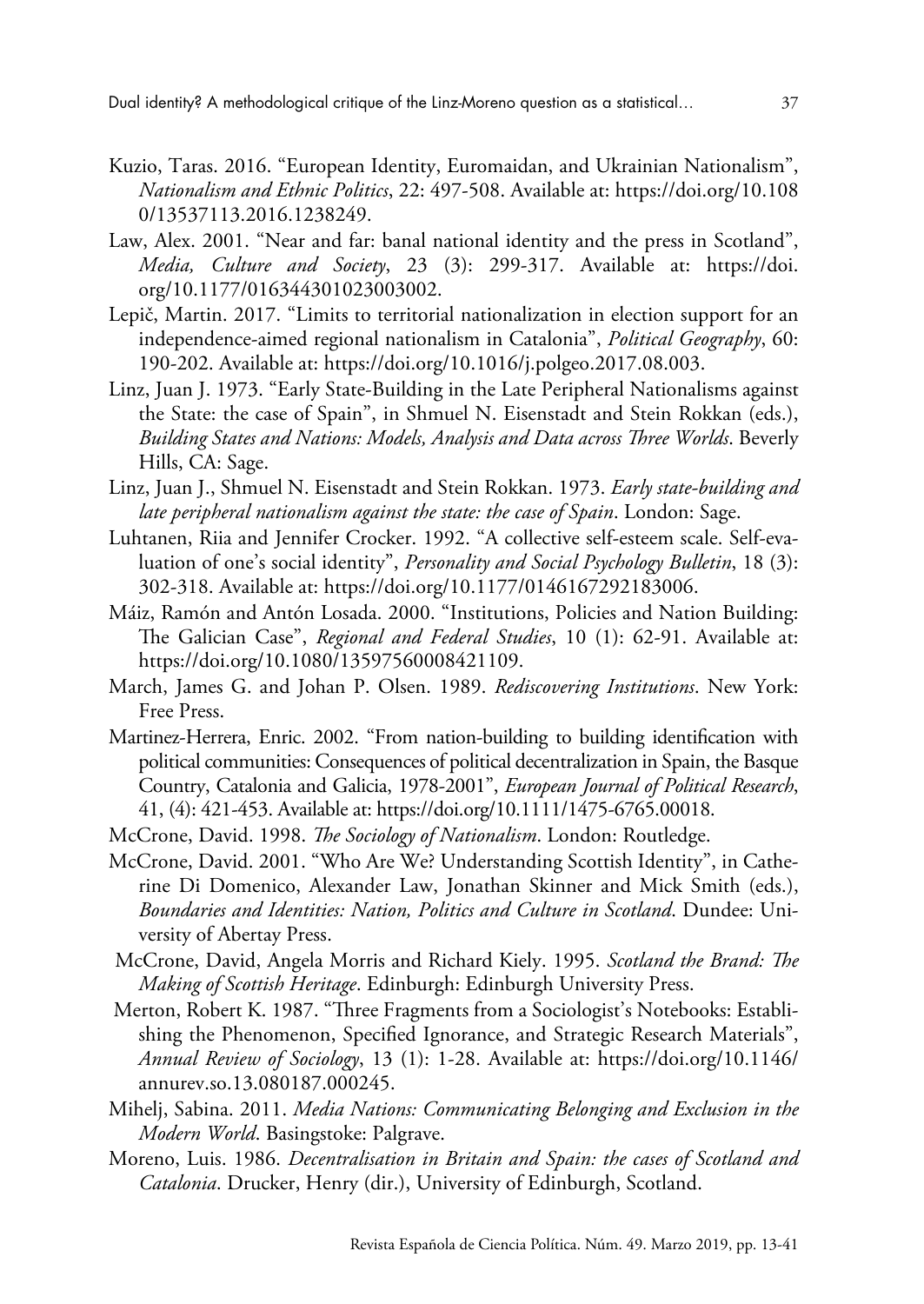Kuzio, Taras. 2016. "European Identity, Euromaidan, and Ukrainian Nationalism", *Nationalism and Ethnic Politics*, 22: 497-508. Available at: https://doi.org/10.1080/13537113.2016.1238249.

Law, Alex. 2001. "Near and far: banal national identity and the press in Scotland", *Media, Culture and Society*, 23 (3): 299-317. Available at: https://doi.org/10.1177/016344301023003002.

Lepič, Martin. 2017. "Limits to territorial nationalization in election support for an independence-aimed regional nationalism in Catalonia", *Political Geography*, 60: 190-202. Available at: https://doi.org/10.1016/j.polgeo.2017.08.003.

Linz, Juan J. 1973. "Early State-Building in the Late Peripheral Nationalisms against the State: the case of Spain", in Shmuel N. Eisenstadt and Stein Rokkan (eds.), *Building States and Nations: Models, Analysis and Data across Three Worlds*. Beverly Hills, CA: Sage.

Linz, Juan J., Shmuel N. Eisenstadt and Stein Rokkan. 1973. *Early state-building and late peripheral nationalism against the state: the case of Spain*. London: Sage.

Luhtanen, Riia and Jennifer Crocker. 1992. "A collective self-esteem scale. Self-evaluation of one's social identity", *Personality and Social Psychology Bulletin*, 18 (3): 302-318. Available at: https://doi.org/10.1177/0146167292183006.

Máiz, Ramón and Antón Losada. 2000. "Institutions, Policies and Nation Building: The Galician Case", *Regional and Federal Studies*, 10 (1): 62-91. Available at: https://doi.org/10.1080/13597560008421109.

March, James G. and Johan P. Olsen. 1989. *Rediscovering Institutions*. New York: Free Press.

Martinez-Herrera, Enric. 2002. "From nation-building to building identification with political communities: Consequences of political decentralization in Spain, the Basque Country, Catalonia and Galicia, 1978-2001", *European Journal of Political Research*, 41, (4): 421-453. Available at: https://doi.org/10.1111/1475-6765.00018.

McCrone, David. 1998. *The Sociology of Nationalism*. London: Routledge.

McCrone, David. 2001. "Who Are We? Understanding Scottish Identity", in Catherine Di Domenico, Alexander Law, Jonathan Skinner and Mick Smith (eds.), *Boundaries and Identities: Nation, Politics and Culture in Scotland*. Dundee: University of Abertay Press.

McCrone, David, Angela Morris and Richard Kiely. 1995. *Scotland the Brand: The Making of Scottish Heritage*. Edinburgh: Edinburgh University Press.

Merton, Robert K. 1987. "Three Fragments from a Sociologist's Notebooks: Establishing the Phenomenon, Specified Ignorance, and Strategic Research Materials", *Annual Review of Sociology*, 13 (1): 1-28. Available at: https://doi.org/10.1146/annurev.so.13.080187.000245.

Mihelj, Sabina. 2011. *Media Nations: Communicating Belonging and Exclusion in the Modern World*. Basingstoke: Palgrave.

Moreno, Luis. 1986. *Decentralisation in Britain and Spain: the cases of Scotland and Catalonia*. Drucker, Henry (dir.), University of Edinburgh, Scotland.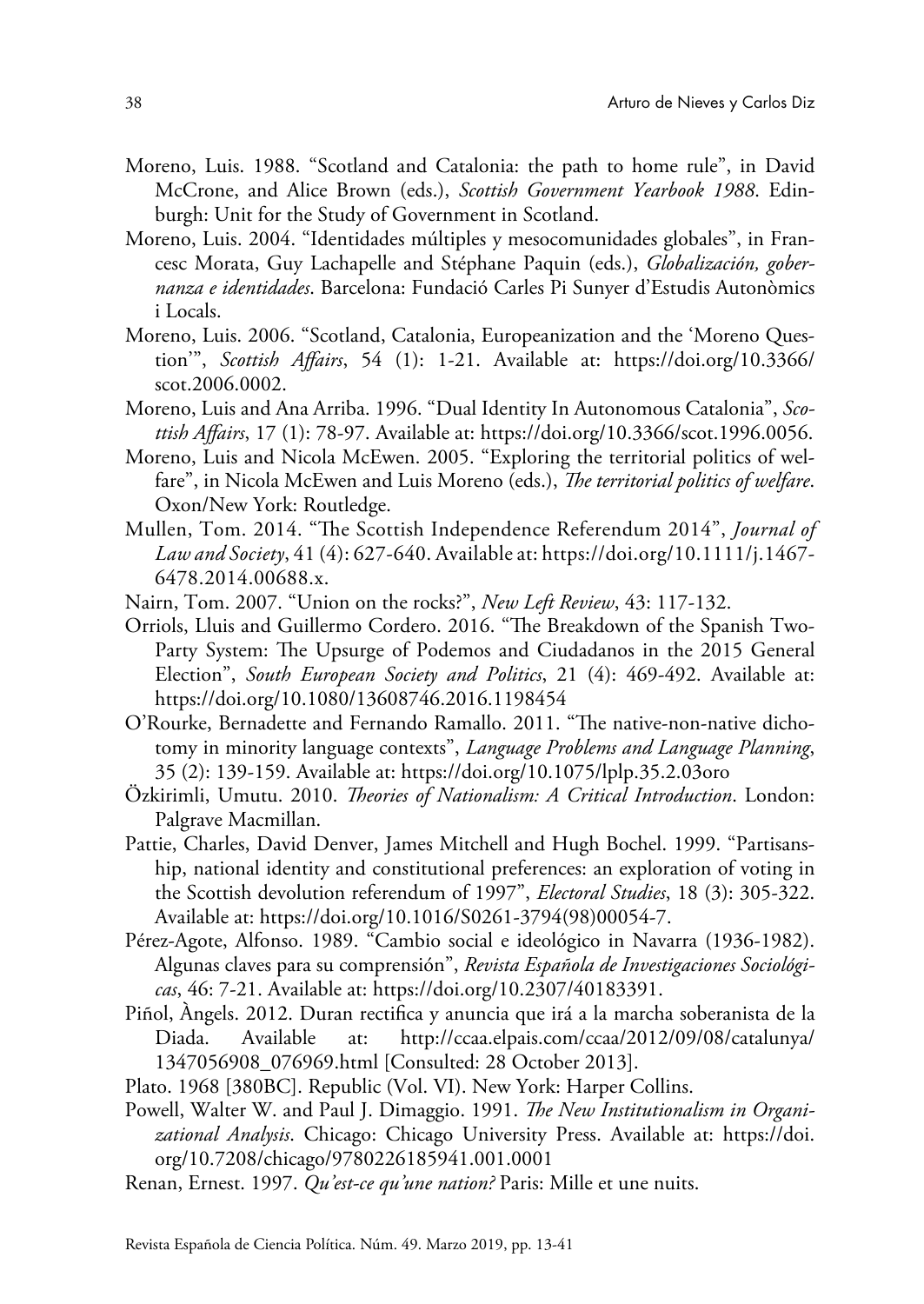Moreno, Luis. 1988. "Scotland and Catalonia: the path to home rule", in David McCrone, and Alice Brown (eds.), *Scottish Government Yearbook 1988*. Edinburgh: Unit for the Study of Government in Scotland.

Moreno, Luis. 2004. "Identidades múltiples y mesocomunidades globales", in Francesc Morata, Guy Lachapelle and Stéphane Paquin (eds.), *Globalización, gobernanza e identidades*. Barcelona: Fundació Carles Pi Sunyer d'Estudis Autonòmics i Locals.

Moreno, Luis. 2006. "Scotland, Catalonia, Europeanization and the 'Moreno Question'", *Scottish Affairs*, 54 (1): 1-21. Available at: https://doi.org/10.3366/scot.2006.0002.

Moreno, Luis and Ana Arriba. 1996. "Dual Identity In Autonomous Catalonia", *Scottish Affairs*, 17 (1): 78-97. Available at: https://doi.org/10.3366/scot.1996.0056.

Moreno, Luis and Nicola McEwen. 2005. "Exploring the territorial politics of welfare", in Nicola McEwen and Luis Moreno (eds.), *The territorial politics of welfare*. Oxon/New York: Routledge.

Mullen, Tom. 2014. "The Scottish Independence Referendum 2014", *Journal of Law and Society*, 41 (4): 627-640. Available at: https://doi.org/10.1111/j.1467-6478.2014.00688.x.

Nairn, Tom. 2007. "Union on the rocks?", *New Left Review*, 43: 117-132.

Orriols, Lluis and Guillermo Cordero. 2016. "The Breakdown of the Spanish Two-Party System: The Upsurge of Podemos and Ciudadanos in the 2015 General Election", *South European Society and Politics*, 21 (4): 469-492. Available at: https://doi.org/10.1080/13608746.2016.1198454

O'Rourke, Bernadette and Fernando Ramallo. 2011. "The native-non-native dichotomy in minority language contexts", *Language Problems and Language Planning*, 35 (2): 139-159. Available at: https://doi.org/10.1075/lplp.35.2.03oro

Özkirimli, Umutu. 2010. *Theories of Nationalism: A Critical Introduction*. London: Palgrave Macmillan.

Pattie, Charles, David Denver, James Mitchell and Hugh Bochel. 1999. "Partisanship, national identity and constitutional preferences: an exploration of voting in the Scottish devolution referendum of 1997", *Electoral Studies*, 18 (3): 305-322. Available at: https://doi.org/10.1016/S0261-3794(98)00054-7.

Pérez-Agote, Alfonso. 1989. "Cambio social e ideológico in Navarra (1936-1982). Algunas claves para su comprensión", *Revista Española de Investigaciones Sociológicas*, 46: 7-21. Available at: https://doi.org/10.2307/40183391.

Piñol, Àngels. 2012. Duran rectifica y anuncia que irá a la marcha soberanista de la Diada. Available at: http://ccaa.elpais.com/ccaa/2012/09/08/catalunya/1347056908_076969.html [Consulted: 28 October 2013].

Plato. 1968 [380BC]. Republic (Vol. VI). New York: Harper Collins.

Powell, Walter W. and Paul J. Dimaggio. 1991. *The New Institutionalism in Organizational Analysis*. Chicago: Chicago University Press. Available at: https://doi.org/10.7208/chicago/9780226185941.001.0001

Renan, Ernest. 1997. *Qu'est-ce qu'une nation?* Paris: Mille et une nuits.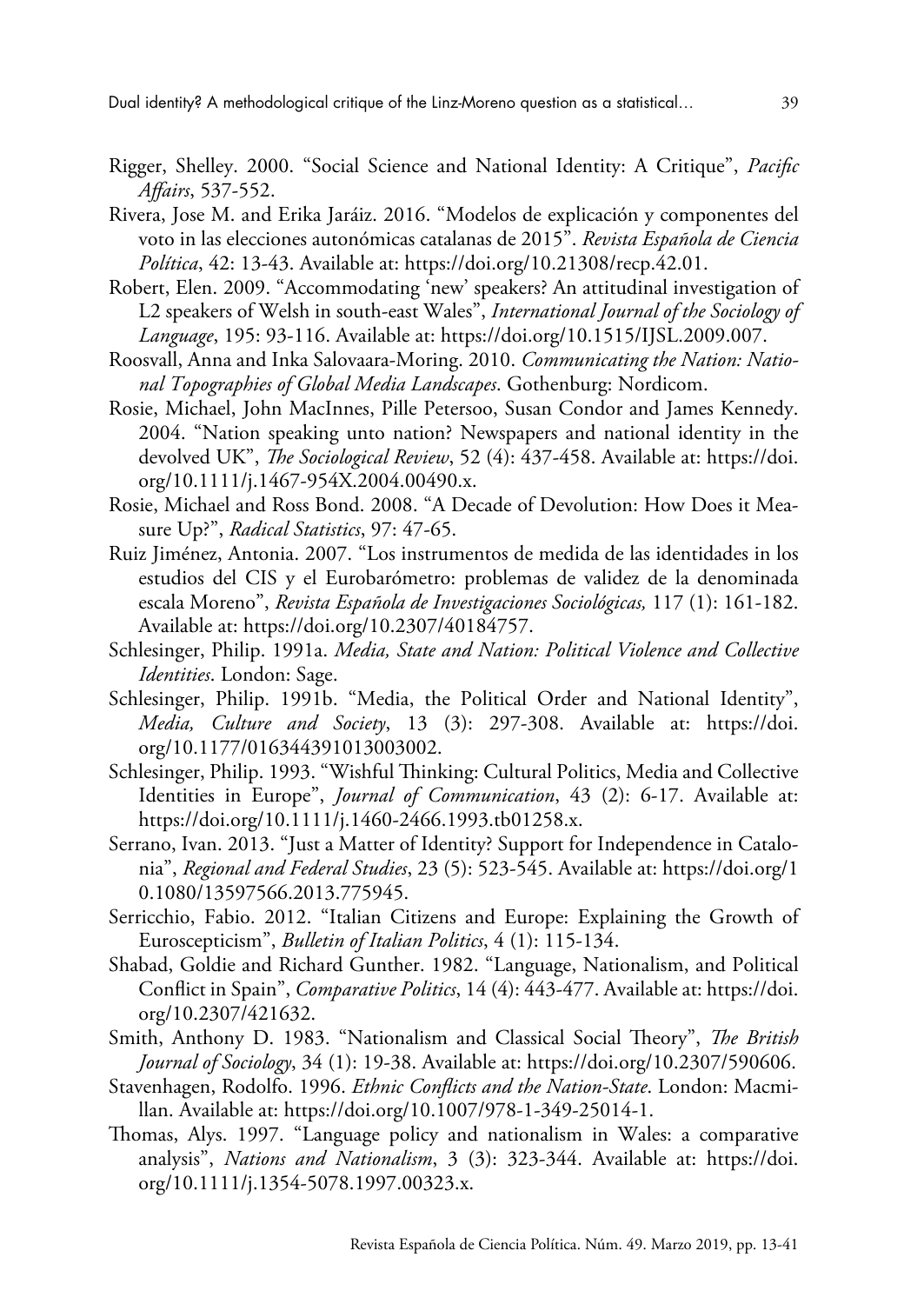Rigger, Shelley. 2000. "Social Science and National Identity: A Critique", *Pacific Affairs*, 537-552.

Rivera, Jose M. and Erika Jaráiz. 2016. "Modelos de explicación y componentes del voto in las elecciones autonómicas catalanas de 2015". *Revista Española de Ciencia Política*, 42: 13-43. Available at: https://doi.org/10.21308/recp.42.01.

Robert, Elen. 2009. "Accommodating 'new' speakers? An attitudinal investigation of L2 speakers of Welsh in south-east Wales", *International Journal of the Sociology of Language*, 195: 93-116. Available at: https://doi.org/10.1515/IJSL.2009.007.

Roosvall, Anna and Inka Salovaara-Moring. 2010. *Communicating the Nation: National Topographies of Global Media Landscapes*. Gothenburg: Nordicom.

Rosie, Michael, John MacInnes, Pille Petersoo, Susan Condor and James Kennedy. 2004. "Nation speaking unto nation? Newspapers and national identity in the devolved UK", *The Sociological Review*, 52 (4): 437-458. Available at: https://doi.org/10.1111/j.1467-954X.2004.00490.x.

Rosie, Michael and Ross Bond. 2008. "A Decade of Devolution: How Does it Measure Up?", *Radical Statistics*, 97: 47-65.

Ruiz Jiménez, Antonia. 2007. "Los instrumentos de medida de las identidades in los estudios del CIS y el Eurobarómetro: problemas de validez de la denominada escala Moreno", *Revista Española de Investigaciones Sociológicas,* 117 (1): 161-182. Available at: https://doi.org/10.2307/40184757.

Schlesinger, Philip. 1991a. *Media, State and Nation: Political Violence and Collective Identities*. London: Sage.

Schlesinger, Philip. 1991b. "Media, the Political Order and National Identity", *Media, Culture and Society*, 13 (3): 297-308. Available at: https://doi.org/10.1177/016344391013003002.

Schlesinger, Philip. 1993. "Wishful Thinking: Cultural Politics, Media and Collective Identities in Europe", *Journal of Communication*, 43 (2): 6-17. Available at: https://doi.org/10.1111/j.1460-2466.1993.tb01258.x.

Serrano, Ivan. 2013. "Just a Matter of Identity? Support for Independence in Catalonia", *Regional and Federal Studies*, 23 (5): 523-545. Available at: https://doi.org/10.1080/13597566.2013.775945.

Serricchio, Fabio. 2012. "Italian Citizens and Europe: Explaining the Growth of Euroscepticism", *Bulletin of Italian Politics*, 4 (1): 115-134.

Shabad, Goldie and Richard Gunther. 1982. "Language, Nationalism, and Political Conflict in Spain", *Comparative Politics*, 14 (4): 443-477. Available at: https://doi.org/10.2307/421632.

Smith, Anthony D. 1983. "Nationalism and Classical Social Theory", *The British Journal of Sociology*, 34 (1): 19-38. Available at: https://doi.org/10.2307/590606.

Stavenhagen, Rodolfo. 1996. *Ethnic Conflicts and the Nation-State*. London: Macmillan. Available at: https://doi.org/10.1007/978-1-349-25014-1.

Thomas, Alys. 1997. "Language policy and nationalism in Wales: a comparative analysis", *Nations and Nationalism*, 3 (3): 323-344. Available at: https://doi.org/10.1111/j.1354-5078.1997.00323.x.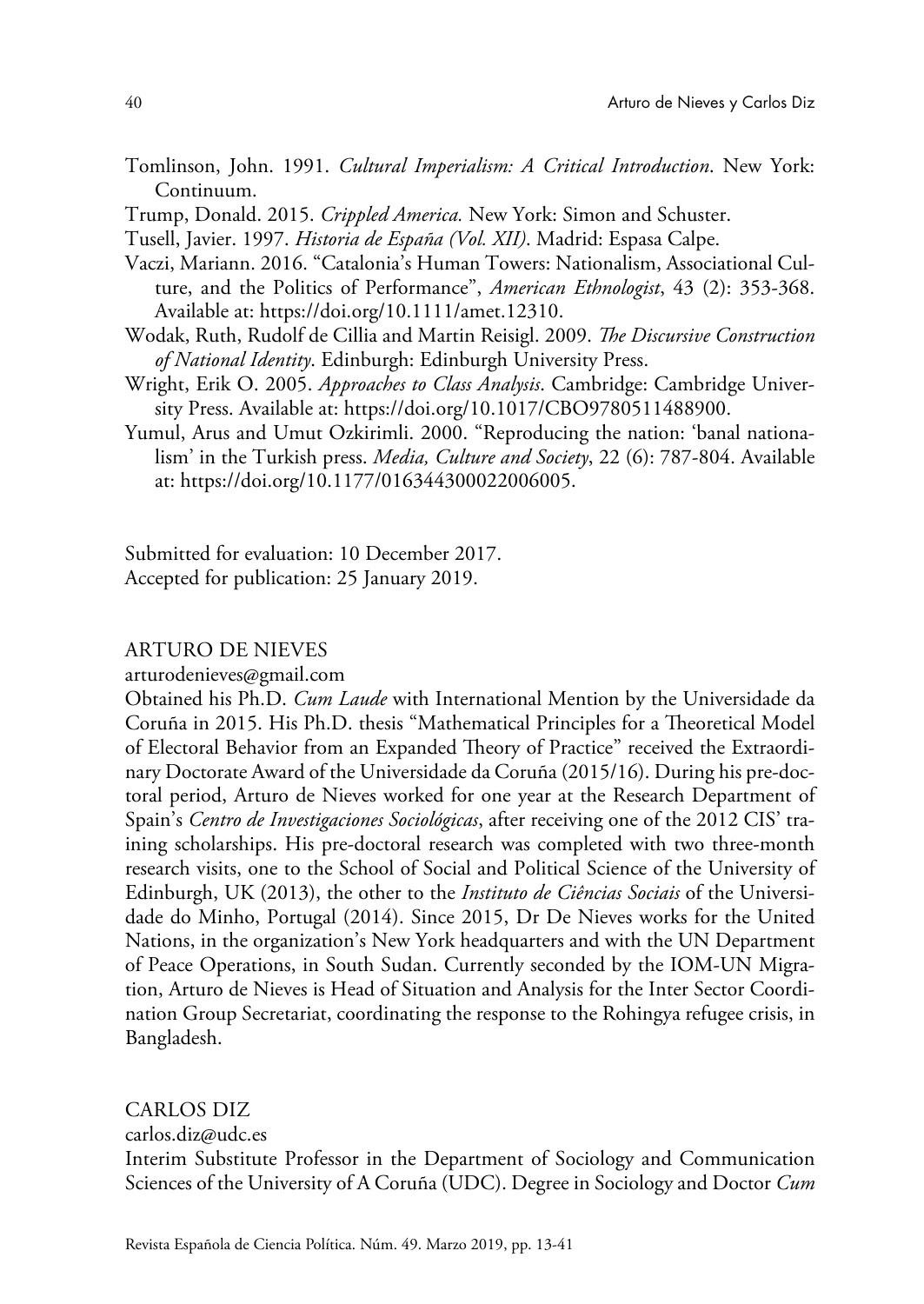Tomlinson, John. 1991. *Cultural Imperialism: A Critical Introduction*. New York: Continuum.

Trump, Donald. 2015. *Crippled America.* New York: Simon and Schuster.

Tusell, Javier. 1997. *Historia de España (Vol. XII)*. Madrid: Espasa Calpe.

Vaczi, Mariann. 2016. "Catalonia's Human Towers: Nationalism, Associational Culture, and the Politics of Performance", *American Ethnologist*, 43 (2): 353-368. Available at: https://doi.org/10.1111/amet.12310.

Wodak, Ruth, Rudolf de Cillia and Martin Reisigl. 2009. *The Discursive Construction of National Identity*. Edinburgh: Edinburgh University Press.

Wright, Erik O. 2005. *Approaches to Class Analysis*. Cambridge: Cambridge University Press. Available at: https://doi.org/10.1017/CBO9780511488900.

Yumul, Arus and Umut Ozkirimli. 2000. "Reproducing the nation: 'banal nationalism' in the Turkish press. *Media, Culture and Society*, 22 (6): 787-804. Available at: https://doi.org/10.1177/016344300022006005.

Submitted for evaluation: 10 December 2017.
Accepted for publication: 25 January 2019.

ARTURO DE NIEVES

arturodenieves@gmail.com

Obtained his Ph.D. *Cum Laude* with International Mention by the Universidade da Coruña in 2015. His Ph.D. thesis "Mathematical Principles for a Theoretical Model of Electoral Behavior from an Expanded Theory of Practice" received the Extraordinary Doctorate Award of the Universidade da Coruña (2015/16). During his pre-doctoral period, Arturo de Nieves worked for one year at the Research Department of Spain's *Centro de Investigaciones Sociológicas*, after receiving one of the 2012 CIS' training scholarships. His pre-doctoral research was completed with two three-month research visits, one to the School of Social and Political Science of the University of Edinburgh, UK (2013), the other to the *Instituto de Ciências Sociais* of the Universidade do Minho, Portugal (2014). Since 2015, Dr De Nieves works for the United Nations, in the organization's New York headquarters and with the UN Department of Peace Operations, in South Sudan. Currently seconded by the IOM-UN Migration, Arturo de Nieves is Head of Situation and Analysis for the Inter Sector Coordination Group Secretariat, coordinating the response to the Rohingya refugee crisis, in Bangladesh.

CARLOS DIZ

carlos.diz@udc.es

Interim Substitute Professor in the Department of Sociology and Communication Sciences of the University of A Coruña (UDC). Degree in Sociology and Doctor *Cum*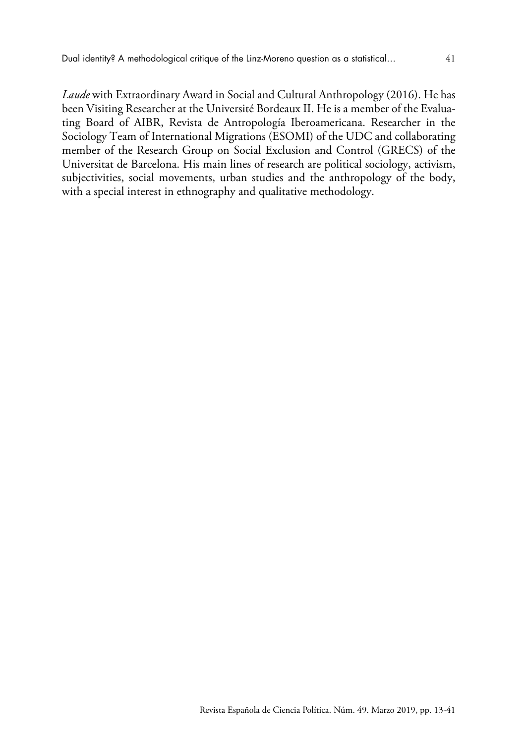*Laude* with Extraordinary Award in Social and Cultural Anthropology (2016). He has been Visiting Researcher at the Université Bordeaux II. He is a member of the Evaluating Board of AIBR, Revista de Antropología Iberoamericana. Researcher in the Sociology Team of International Migrations (ESOMI) of the UDC and collaborating member of the Research Group on Social Exclusion and Control (GRECS) of the Universitat de Barcelona. His main lines of research are political sociology, activism, subjectivities, social movements, urban studies and the anthropology of the body, with a special interest in ethnography and qualitative methodology.